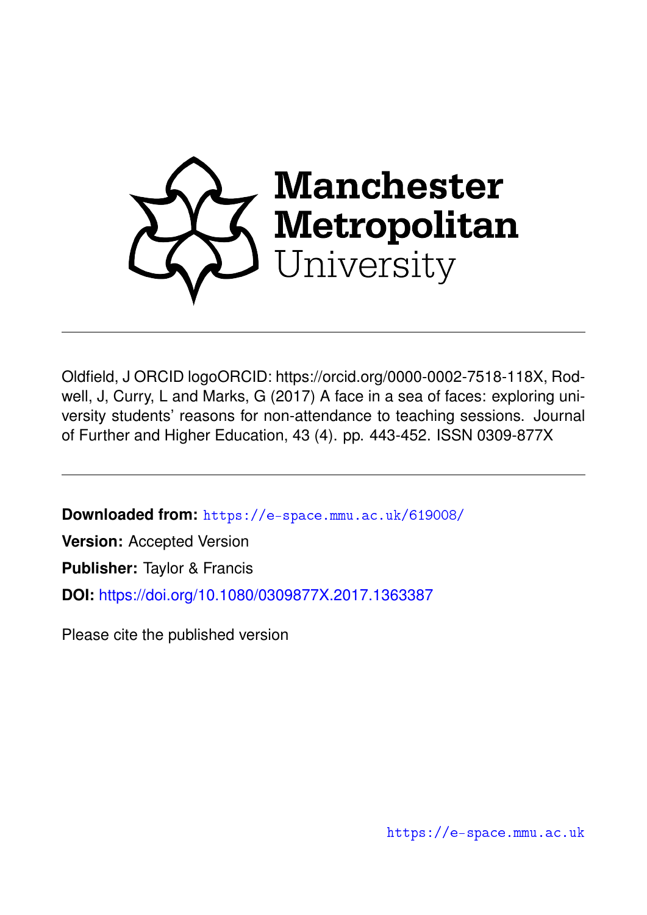Manchester Metropolitan University

Oldfield, J ORCID logoORCID: https://orcid.org/0000-0002-7518-118X, Rodwell, J, Curry, L and Marks, G (2017) A face in a sea of faces: exploring university students' reasons for non-attendance to teaching sessions. Journal of Further and Higher Education, 43 (4). pp. 443-452. ISSN 0309-877X

**Downloaded from:** https://e-space.mmu.ac.uk/619008/

**Version:** Accepted Version

**Publisher:** Taylor & Francis

**DOI:** https://doi.org/10.1080/0309877X.2017.1363387

Please cite the published version

https://e-space.mmu.ac.uk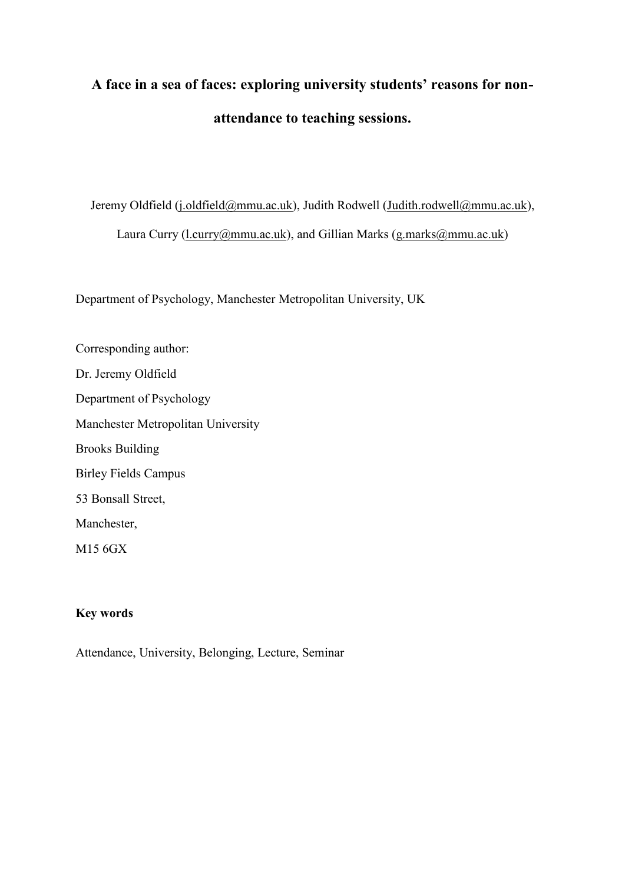# A face in a sea of faces: exploring university students' reasons for non-attendance to teaching sessions.

Jeremy Oldfield (j.oldfield@mmu.ac.uk), Judith Rodwell (Judith.rodwell@mmu.ac.uk), Laura Curry (l.curry@mmu.ac.uk), and Gillian Marks (g.marks@mmu.ac.uk)

Department of Psychology, Manchester Metropolitan University, UK

Corresponding author:
Dr. Jeremy Oldfield
Department of Psychology
Manchester Metropolitan University
Brooks Building
Birley Fields Campus
53 Bonsall Street,
Manchester,
M15 6GX

**Key words**

Attendance, University, Belonging, Lecture, Seminar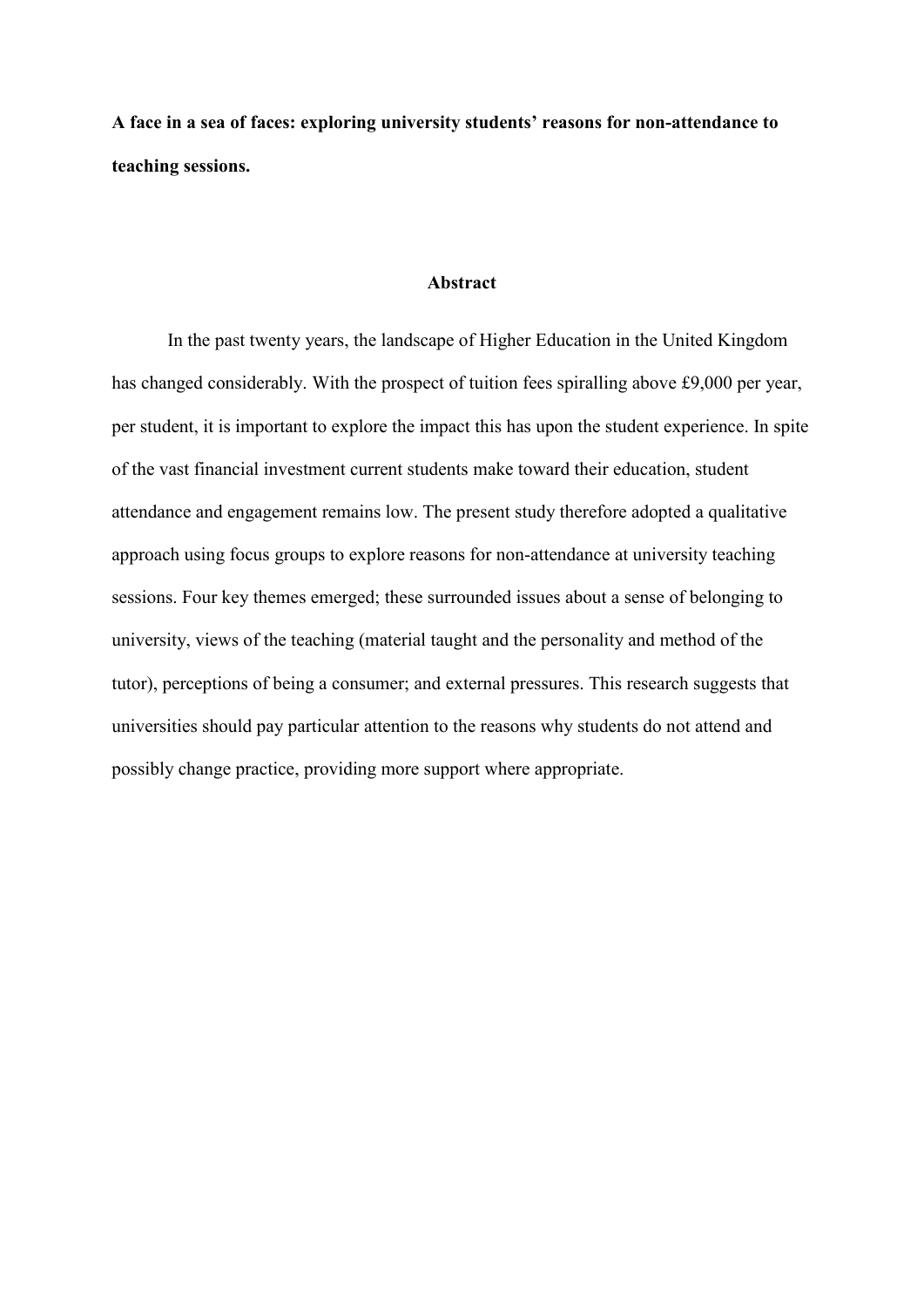**A face in a sea of faces: exploring university students' reasons for non-attendance to teaching sessions.**

## Abstract

In the past twenty years, the landscape of Higher Education in the United Kingdom has changed considerably. With the prospect of tuition fees spiralling above £9,000 per year, per student, it is important to explore the impact this has upon the student experience. In spite of the vast financial investment current students make toward their education, student attendance and engagement remains low. The present study therefore adopted a qualitative approach using focus groups to explore reasons for non-attendance at university teaching sessions. Four key themes emerged; these surrounded issues about a sense of belonging to university, views of the teaching (material taught and the personality and method of the tutor), perceptions of being a consumer; and external pressures. This research suggests that universities should pay particular attention to the reasons why students do not attend and possibly change practice, providing more support where appropriate.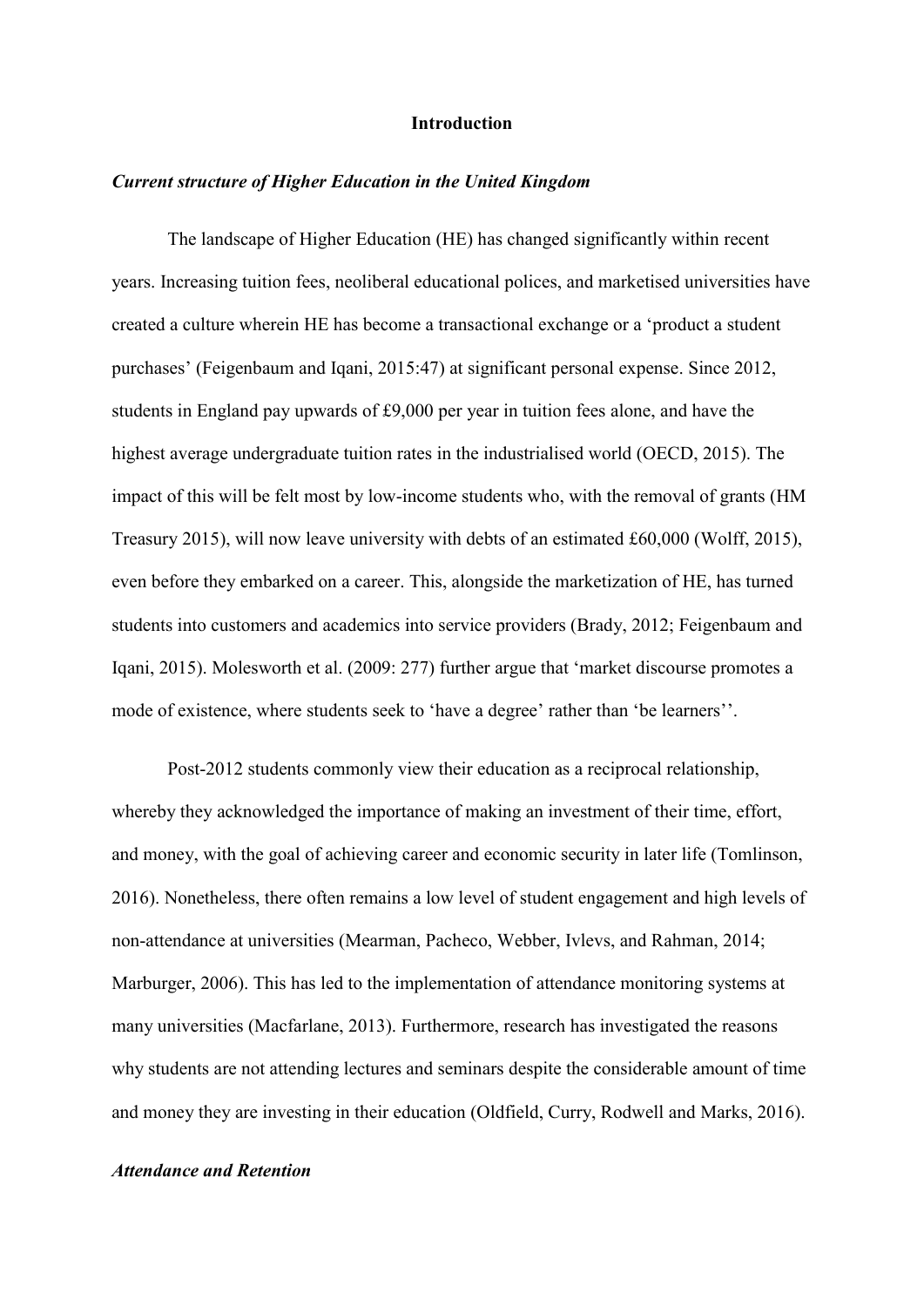# Introduction

### *Current structure of Higher Education in the United Kingdom*

The landscape of Higher Education (HE) has changed significantly within recent years. Increasing tuition fees, neoliberal educational polices, and marketised universities have created a culture wherein HE has become a transactional exchange or a 'product a student purchases' (Feigenbaum and Iqani, 2015:47) at significant personal expense. Since 2012, students in England pay upwards of £9,000 per year in tuition fees alone, and have the highest average undergraduate tuition rates in the industrialised world (OECD, 2015). The impact of this will be felt most by low-income students who, with the removal of grants (HM Treasury 2015), will now leave university with debts of an estimated £60,000 (Wolff, 2015), even before they embarked on a career. This, alongside the marketization of HE, has turned students into customers and academics into service providers (Brady, 2012; Feigenbaum and Iqani, 2015). Molesworth et al. (2009: 277) further argue that 'market discourse promotes a mode of existence, where students seek to 'have a degree' rather than 'be learners''.

Post-2012 students commonly view their education as a reciprocal relationship, whereby they acknowledged the importance of making an investment of their time, effort, and money, with the goal of achieving career and economic security in later life (Tomlinson, 2016). Nonetheless, there often remains a low level of student engagement and high levels of non-attendance at universities (Mearman, Pacheco, Webber, Ivlevs, and Rahman, 2014; Marburger, 2006). This has led to the implementation of attendance monitoring systems at many universities (Macfarlane, 2013). Furthermore, research has investigated the reasons why students are not attending lectures and seminars despite the considerable amount of time and money they are investing in their education (Oldfield, Curry, Rodwell and Marks, 2016).

### *Attendance and Retention*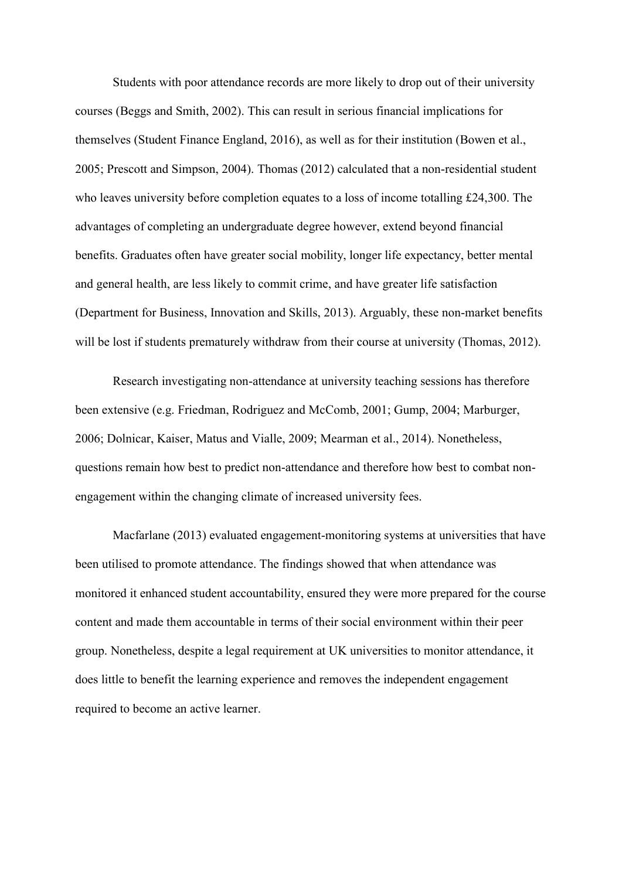Students with poor attendance records are more likely to drop out of their university courses (Beggs and Smith, 2002). This can result in serious financial implications for themselves (Student Finance England, 2016), as well as for their institution (Bowen et al., 2005; Prescott and Simpson, 2004). Thomas (2012) calculated that a non-residential student who leaves university before completion equates to a loss of income totalling £24,300. The advantages of completing an undergraduate degree however, extend beyond financial benefits. Graduates often have greater social mobility, longer life expectancy, better mental and general health, are less likely to commit crime, and have greater life satisfaction (Department for Business, Innovation and Skills, 2013). Arguably, these non-market benefits will be lost if students prematurely withdraw from their course at university (Thomas, 2012).

Research investigating non-attendance at university teaching sessions has therefore been extensive (e.g. Friedman, Rodriguez and McComb, 2001; Gump, 2004; Marburger, 2006; Dolnicar, Kaiser, Matus and Vialle, 2009; Mearman et al., 2014). Nonetheless, questions remain how best to predict non-attendance and therefore how best to combat non-engagement within the changing climate of increased university fees.

Macfarlane (2013) evaluated engagement-monitoring systems at universities that have been utilised to promote attendance. The findings showed that when attendance was monitored it enhanced student accountability, ensured they were more prepared for the course content and made them accountable in terms of their social environment within their peer group. Nonetheless, despite a legal requirement at UK universities to monitor attendance, it does little to benefit the learning experience and removes the independent engagement required to become an active learner.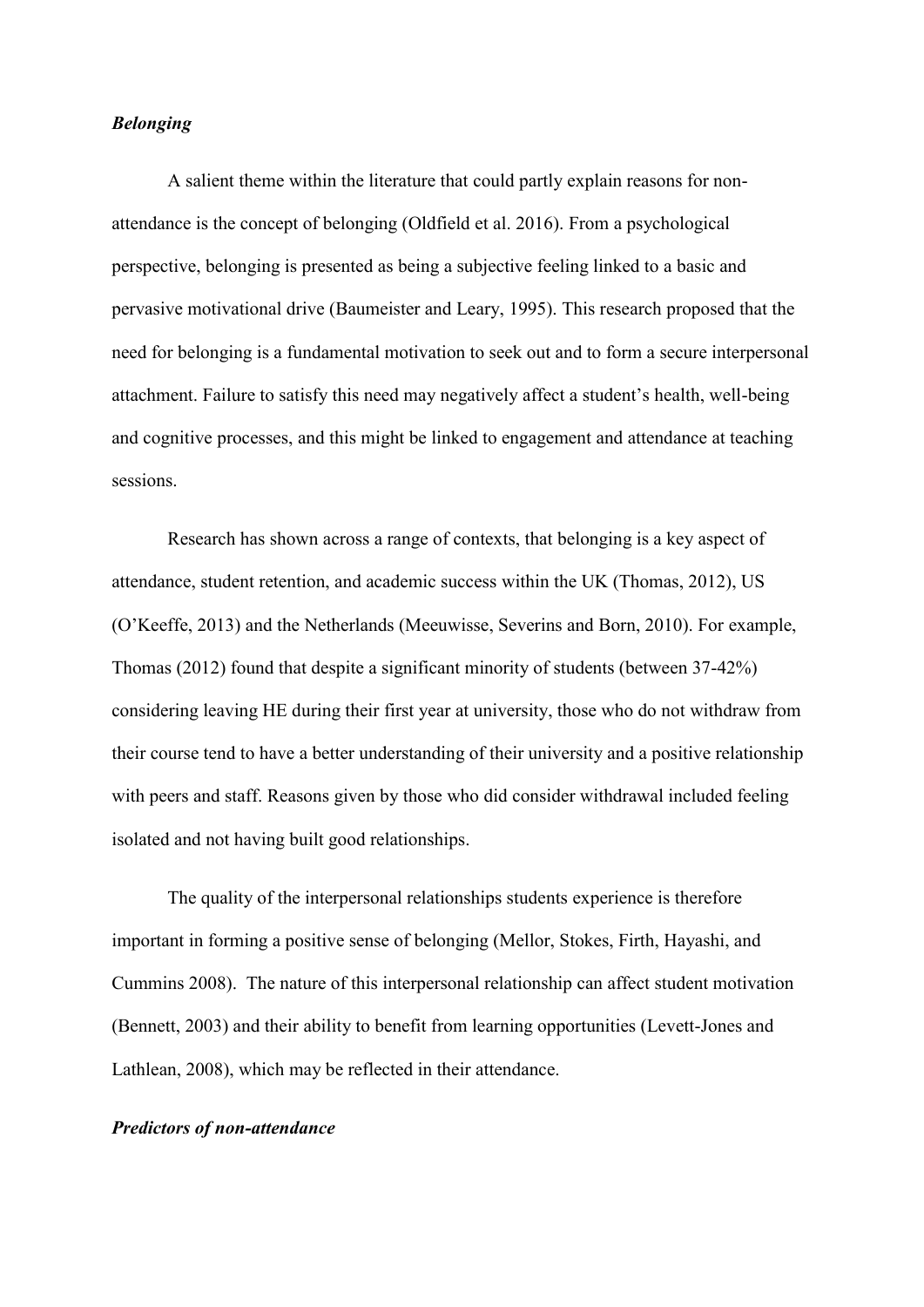***Belonging***

A salient theme within the literature that could partly explain reasons for non-attendance is the concept of belonging (Oldfield et al. 2016). From a psychological perspective, belonging is presented as being a subjective feeling linked to a basic and pervasive motivational drive (Baumeister and Leary, 1995). This research proposed that the need for belonging is a fundamental motivation to seek out and to form a secure interpersonal attachment. Failure to satisfy this need may negatively affect a student's health, well-being and cognitive processes, and this might be linked to engagement and attendance at teaching sessions.

Research has shown across a range of contexts, that belonging is a key aspect of attendance, student retention, and academic success within the UK (Thomas, 2012), US (O'Keeffe, 2013) and the Netherlands (Meeuwisse, Severins and Born, 2010). For example, Thomas (2012) found that despite a significant minority of students (between 37-42%) considering leaving HE during their first year at university, those who do not withdraw from their course tend to have a better understanding of their university and a positive relationship with peers and staff. Reasons given by those who did consider withdrawal included feeling isolated and not having built good relationships.

The quality of the interpersonal relationships students experience is therefore important in forming a positive sense of belonging (Mellor, Stokes, Firth, Hayashi, and Cummins 2008). The nature of this interpersonal relationship can affect student motivation (Bennett, 2003) and their ability to benefit from learning opportunities (Levett-Jones and Lathlean, 2008), which may be reflected in their attendance.

***Predictors of non-attendance***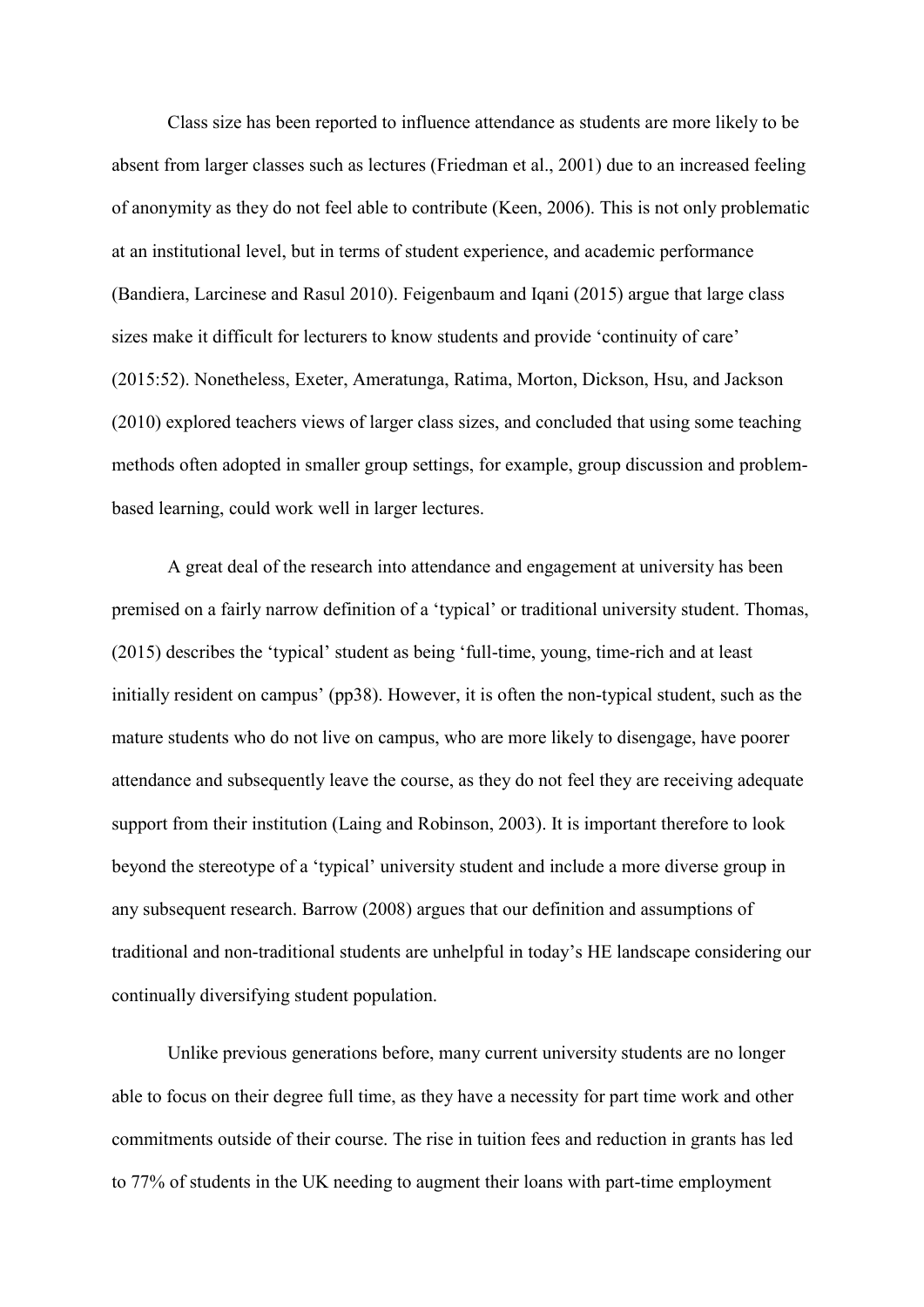Class size has been reported to influence attendance as students are more likely to be absent from larger classes such as lectures (Friedman et al., 2001) due to an increased feeling of anonymity as they do not feel able to contribute (Keen, 2006). This is not only problematic at an institutional level, but in terms of student experience, and academic performance (Bandiera, Larcinese and Rasul 2010). Feigenbaum and Iqani (2015) argue that large class sizes make it difficult for lecturers to know students and provide 'continuity of care' (2015:52). Nonetheless, Exeter, Ameratunga, Ratima, Morton, Dickson, Hsu, and Jackson (2010) explored teachers views of larger class sizes, and concluded that using some teaching methods often adopted in smaller group settings, for example, group discussion and problem-based learning, could work well in larger lectures.

A great deal of the research into attendance and engagement at university has been premised on a fairly narrow definition of a 'typical' or traditional university student. Thomas, (2015) describes the 'typical' student as being 'full-time, young, time-rich and at least initially resident on campus' (pp38). However, it is often the non-typical student, such as the mature students who do not live on campus, who are more likely to disengage, have poorer attendance and subsequently leave the course, as they do not feel they are receiving adequate support from their institution (Laing and Robinson, 2003). It is important therefore to look beyond the stereotype of a 'typical' university student and include a more diverse group in any subsequent research. Barrow (2008) argues that our definition and assumptions of traditional and non-traditional students are unhelpful in today's HE landscape considering our continually diversifying student population.

Unlike previous generations before, many current university students are no longer able to focus on their degree full time, as they have a necessity for part time work and other commitments outside of their course. The rise in tuition fees and reduction in grants has led to 77% of students in the UK needing to augment their loans with part-time employment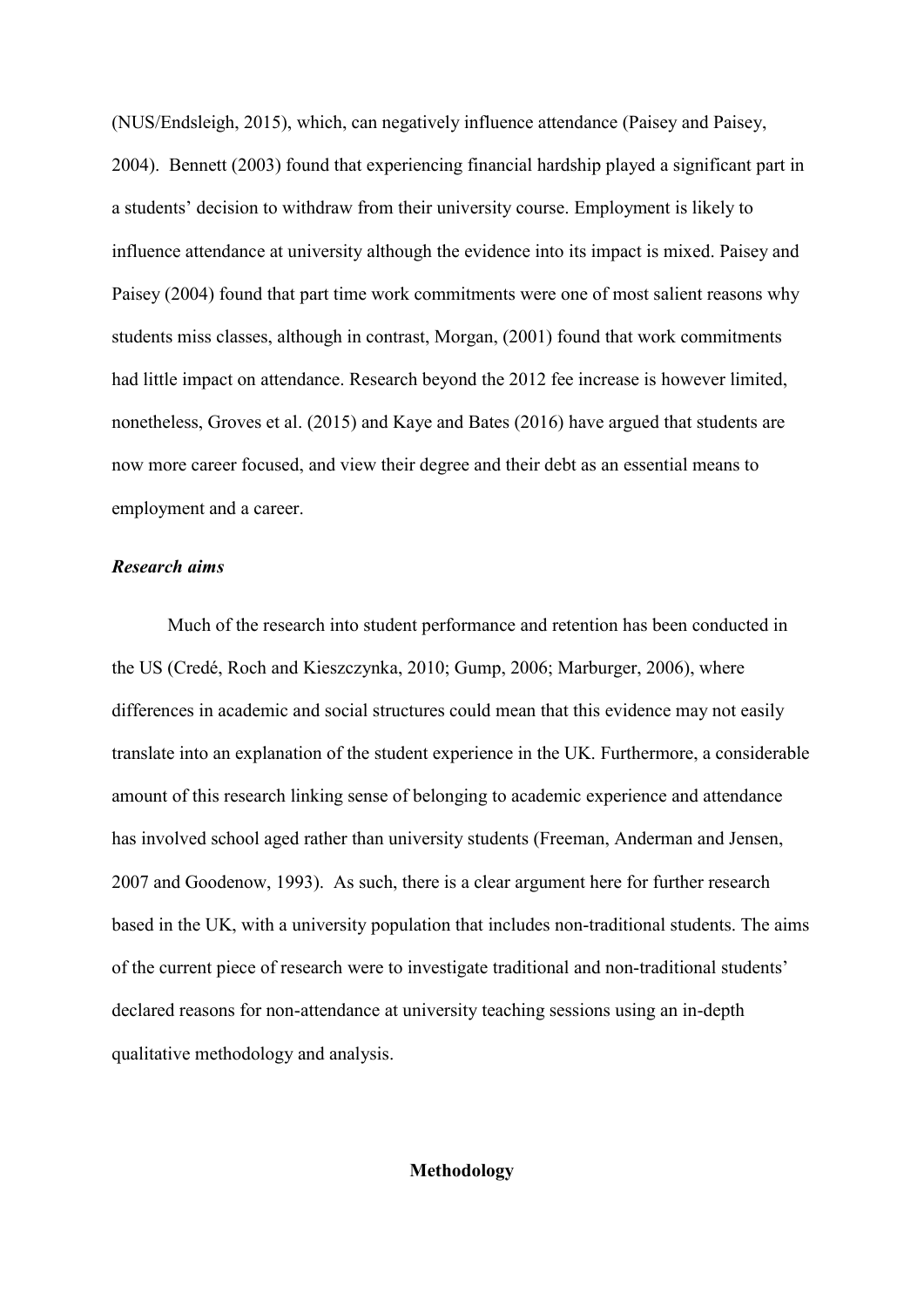(NUS/Endsleigh, 2015), which, can negatively influence attendance (Paisey and Paisey, 2004). Bennett (2003) found that experiencing financial hardship played a significant part in a students' decision to withdraw from their university course. Employment is likely to influence attendance at university although the evidence into its impact is mixed. Paisey and Paisey (2004) found that part time work commitments were one of most salient reasons why students miss classes, although in contrast, Morgan, (2001) found that work commitments had little impact on attendance. Research beyond the 2012 fee increase is however limited, nonetheless, Groves et al. (2015) and Kaye and Bates (2016) have argued that students are now more career focused, and view their degree and their debt as an essential means to employment and a career.

### *Research aims*

Much of the research into student performance and retention has been conducted in the US (Credé, Roch and Kieszczynka, 2010; Gump, 2006; Marburger, 2006), where differences in academic and social structures could mean that this evidence may not easily translate into an explanation of the student experience in the UK. Furthermore, a considerable amount of this research linking sense of belonging to academic experience and attendance has involved school aged rather than university students (Freeman, Anderman and Jensen, 2007 and Goodenow, 1993). As such, there is a clear argument here for further research based in the UK, with a university population that includes non-traditional students. The aims of the current piece of research were to investigate traditional and non-traditional students' declared reasons for non-attendance at university teaching sessions using an in-depth qualitative methodology and analysis.

## Methodology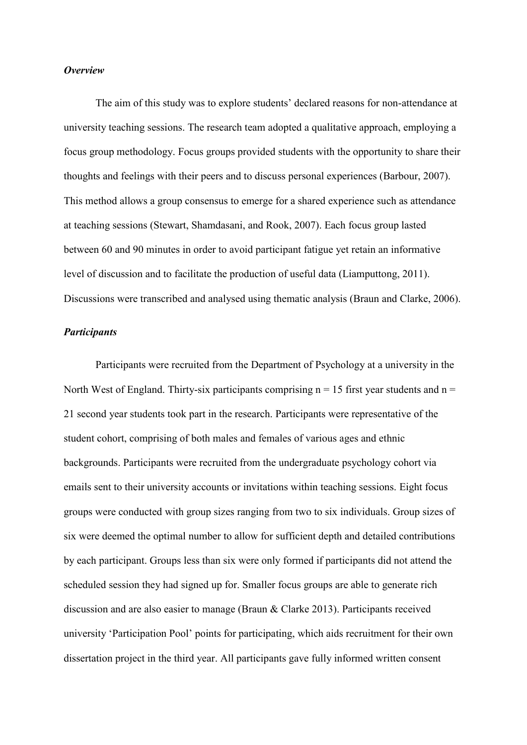### *Overview*

The aim of this study was to explore students' declared reasons for non-attendance at university teaching sessions. The research team adopted a qualitative approach, employing a focus group methodology. Focus groups provided students with the opportunity to share their thoughts and feelings with their peers and to discuss personal experiences (Barbour, 2007). This method allows a group consensus to emerge for a shared experience such as attendance at teaching sessions (Stewart, Shamdasani, and Rook, 2007). Each focus group lasted between 60 and 90 minutes in order to avoid participant fatigue yet retain an informative level of discussion and to facilitate the production of useful data (Liamputtong, 2011). Discussions were transcribed and analysed using thematic analysis (Braun and Clarke, 2006).

### *Participants*

Participants were recruited from the Department of Psychology at a university in the North West of England. Thirty-six participants comprising $n = 15$ first year students and $n = 21$ second year students took part in the research. Participants were representative of the student cohort, comprising of both males and females of various ages and ethnic backgrounds. Participants were recruited from the undergraduate psychology cohort via emails sent to their university accounts or invitations within teaching sessions. Eight focus groups were conducted with group sizes ranging from two to six individuals. Group sizes of six were deemed the optimal number to allow for sufficient depth and detailed contributions by each participant. Groups less than six were only formed if participants did not attend the scheduled session they had signed up for. Smaller focus groups are able to generate rich discussion and are also easier to manage (Braun & Clarke 2013). Participants received university 'Participation Pool' points for participating, which aids recruitment for their own dissertation project in the third year. All participants gave fully informed written consent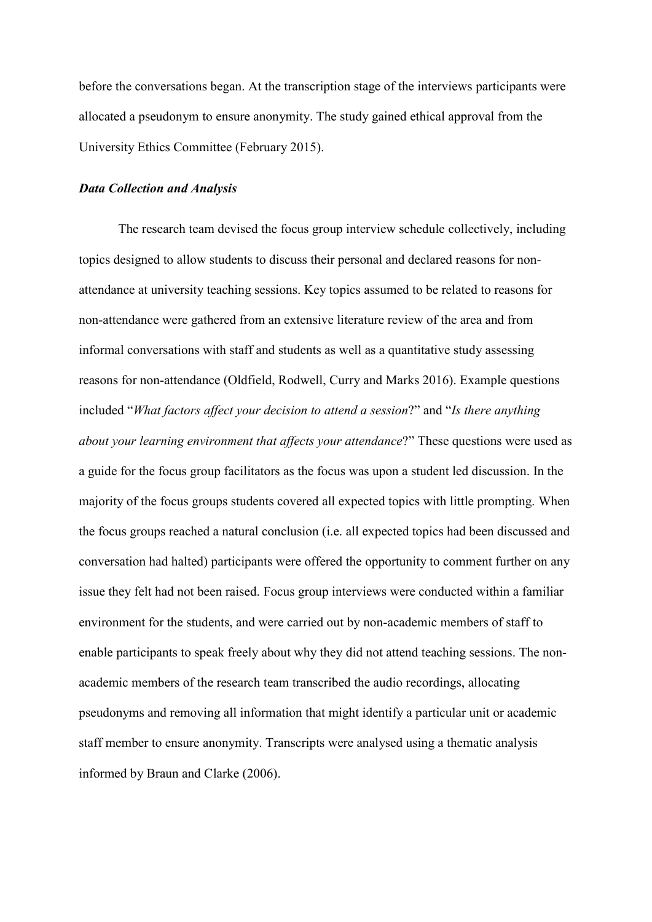before the conversations began. At the transcription stage of the interviews participants were allocated a pseudonym to ensure anonymity. The study gained ethical approval from the University Ethics Committee (February 2015).

### ***Data Collection and Analysis***

The research team devised the focus group interview schedule collectively, including topics designed to allow students to discuss their personal and declared reasons for non-attendance at university teaching sessions. Key topics assumed to be related to reasons for non-attendance were gathered from an extensive literature review of the area and from informal conversations with staff and students as well as a quantitative study assessing reasons for non-attendance (Oldfield, Rodwell, Curry and Marks 2016). Example questions included "*What factors affect your decision to attend a session*?" and "*Is there anything about your learning environment that affects your attendance*?" These questions were used as a guide for the focus group facilitators as the focus was upon a student led discussion. In the majority of the focus groups students covered all expected topics with little prompting. When the focus groups reached a natural conclusion (i.e. all expected topics had been discussed and conversation had halted) participants were offered the opportunity to comment further on any issue they felt had not been raised. Focus group interviews were conducted within a familiar environment for the students, and were carried out by non-academic members of staff to enable participants to speak freely about why they did not attend teaching sessions. The non-academic members of the research team transcribed the audio recordings, allocating pseudonyms and removing all information that might identify a particular unit or academic staff member to ensure anonymity. Transcripts were analysed using a thematic analysis informed by Braun and Clarke (2006).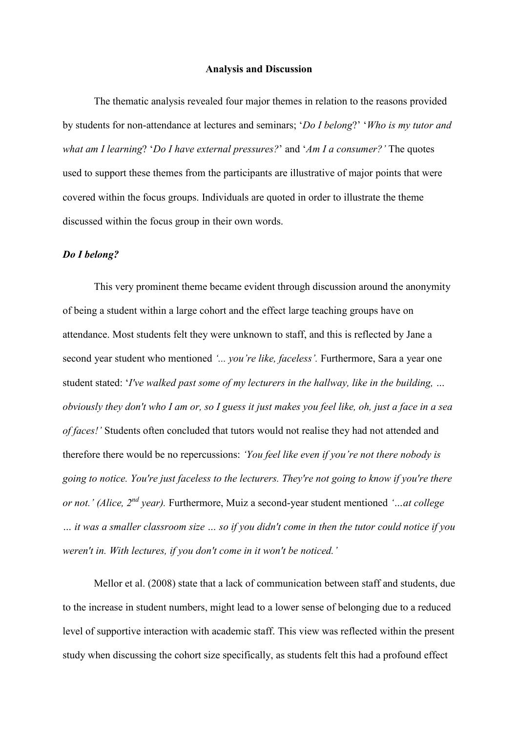## Analysis and Discussion

The thematic analysis revealed four major themes in relation to the reasons provided by students for non-attendance at lectures and seminars; '*Do I belong*?' '*Who is my tutor and what am I learning*? '*Do I have external pressures?*' and '*Am I a consumer?'* The quotes used to support these themes from the participants are illustrative of major points that were covered within the focus groups. Individuals are quoted in order to illustrate the theme discussed within the focus group in their own words.

### *Do I belong?*

This very prominent theme became evident through discussion around the anonymity of being a student within a large cohort and the effect large teaching groups have on attendance. Most students felt they were unknown to staff, and this is reflected by Jane a second year student who mentioned *'... you're like, faceless'.* Furthermore, Sara a year one student stated: '*I've walked past some of my lecturers in the hallway, like in the building, … obviously they don't who I am or, so I guess it just makes you feel like, oh, just a face in a sea of faces!'* Students often concluded that tutors would not realise they had not attended and therefore there would be no repercussions: *'You feel like even if you're not there nobody is going to notice. You're just faceless to the lecturers. They're not going to know if you're there or not.' (Alice, 2nd year).* Furthermore, Muiz a second-year student mentioned *'…at college … it was a smaller classroom size … so if you didn't come in then the tutor could notice if you weren't in. With lectures, if you don't come in it won't be noticed.'*

Mellor et al. (2008) state that a lack of communication between staff and students, due to the increase in student numbers, might lead to a lower sense of belonging due to a reduced level of supportive interaction with academic staff. This view was reflected within the present study when discussing the cohort size specifically, as students felt this had a profound effect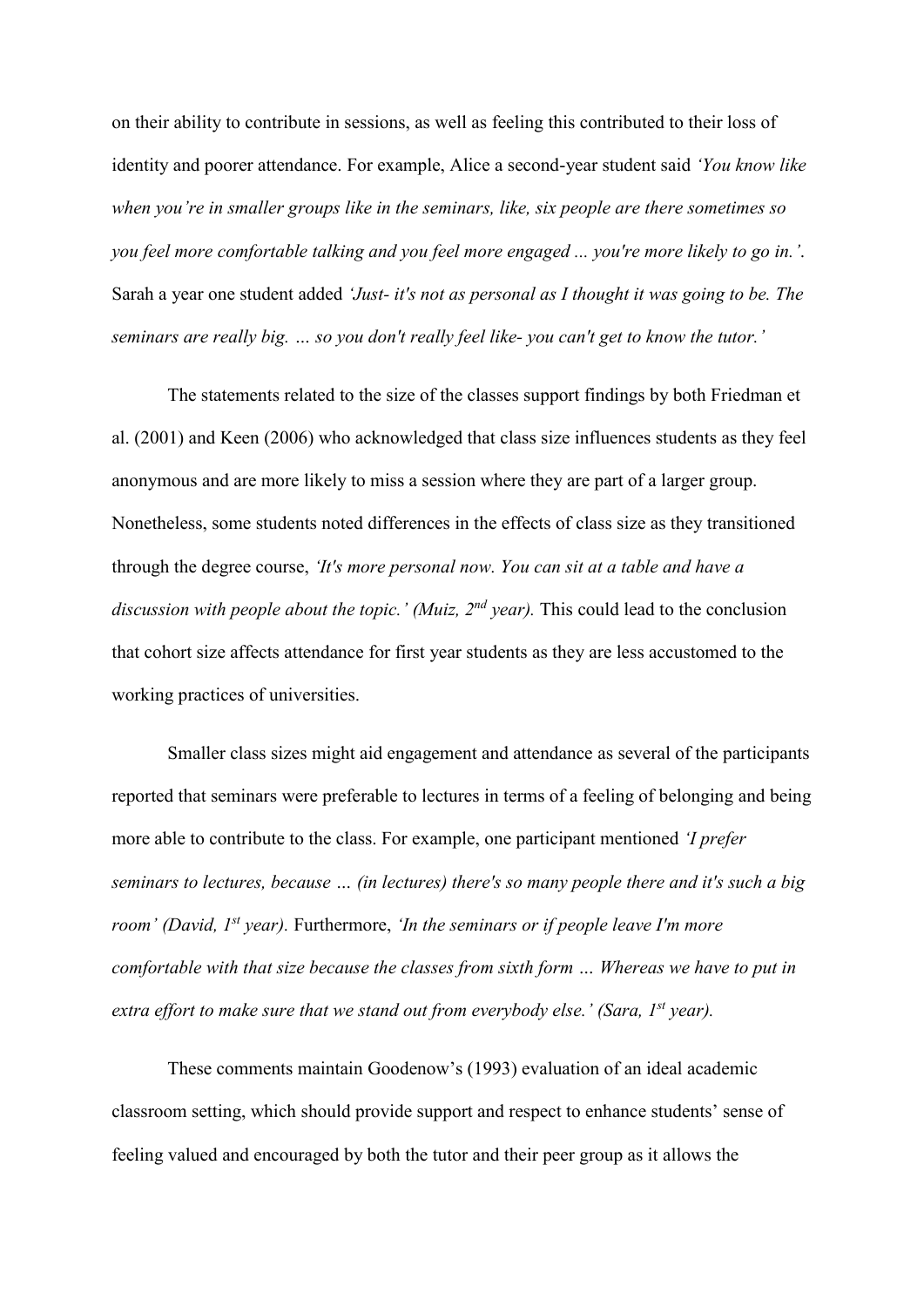on their ability to contribute in sessions, as well as feeling this contributed to their loss of identity and poorer attendance. For example, Alice a second-year student said *'You know like when you're in smaller groups like in the seminars, like, six people are there sometimes so you feel more comfortable talking and you feel more engaged ... you're more likely to go in.'*. Sarah a year one student added *'Just- it's not as personal as I thought it was going to be. The seminars are really big. … so you don't really feel like- you can't get to know the tutor.'*

The statements related to the size of the classes support findings by both Friedman et al. (2001) and Keen (2006) who acknowledged that class size influences students as they feel anonymous and are more likely to miss a session where they are part of a larger group. Nonetheless, some students noted differences in the effects of class size as they transitioned through the degree course, *'It's more personal now. You can sit at a table and have a discussion with people about the topic.' (Muiz, 2nd year).* This could lead to the conclusion that cohort size affects attendance for first year students as they are less accustomed to the working practices of universities.

Smaller class sizes might aid engagement and attendance as several of the participants reported that seminars were preferable to lectures in terms of a feeling of belonging and being more able to contribute to the class. For example, one participant mentioned *'I prefer seminars to lectures, because … (in lectures) there's so many people there and it's such a big room' (David, 1st year).* Furthermore, *'In the seminars or if people leave I'm more comfortable with that size because the classes from sixth form … Whereas we have to put in extra effort to make sure that we stand out from everybody else.' (Sara, 1st year).*

These comments maintain Goodenow's (1993) evaluation of an ideal academic classroom setting, which should provide support and respect to enhance students' sense of feeling valued and encouraged by both the tutor and their peer group as it allows the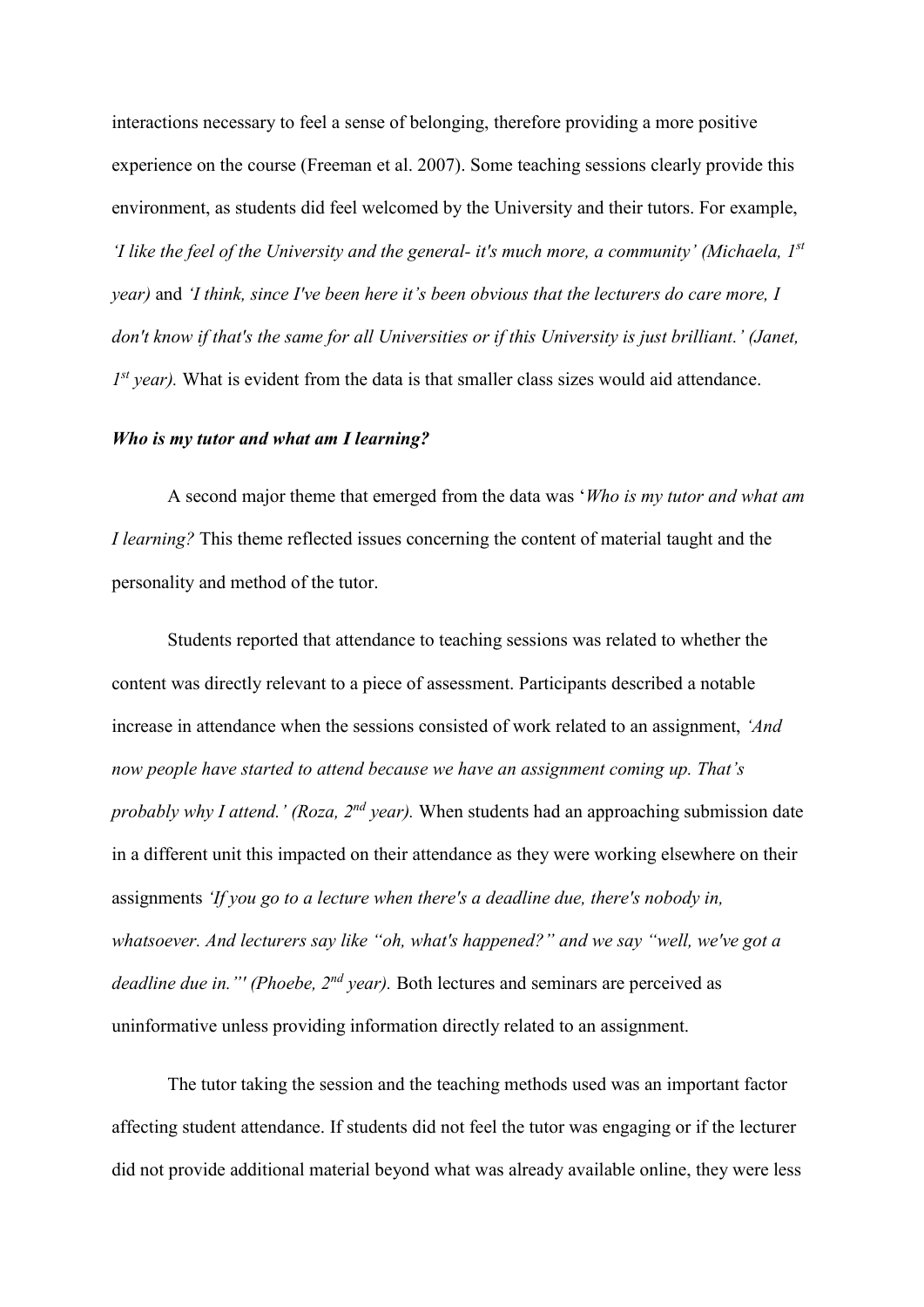interactions necessary to feel a sense of belonging, therefore providing a more positive experience on the course (Freeman et al. 2007). Some teaching sessions clearly provide this environment, as students did feel welcomed by the University and their tutors. For example, *'I like the feel of the University and the general- it's much more, a community' (Michaela, 1st year)* and *'I think, since I've been here it's been obvious that the lecturers do care more, I don't know if that's the same for all Universities or if this University is just brilliant.' (Janet, 1st year).* What is evident from the data is that smaller class sizes would aid attendance.

***Who is my tutor and what am I learning?***

A second major theme that emerged from the data was '*Who is my tutor and what am I learning?* This theme reflected issues concerning the content of material taught and the personality and method of the tutor.

Students reported that attendance to teaching sessions was related to whether the content was directly relevant to a piece of assessment. Participants described a notable increase in attendance when the sessions consisted of work related to an assignment, *'And now people have started to attend because we have an assignment coming up. That's probably why I attend.' (Roza, 2nd year).* When students had an approaching submission date in a different unit this impacted on their attendance as they were working elsewhere on their assignments *'If you go to a lecture when there's a deadline due, there's nobody in, whatsoever. And lecturers say like "oh, what's happened?" and we say "well, we've got a deadline due in."' (Phoebe, 2nd year).* Both lectures and seminars are perceived as uninformative unless providing information directly related to an assignment.

The tutor taking the session and the teaching methods used was an important factor affecting student attendance. If students did not feel the tutor was engaging or if the lecturer did not provide additional material beyond what was already available online, they were less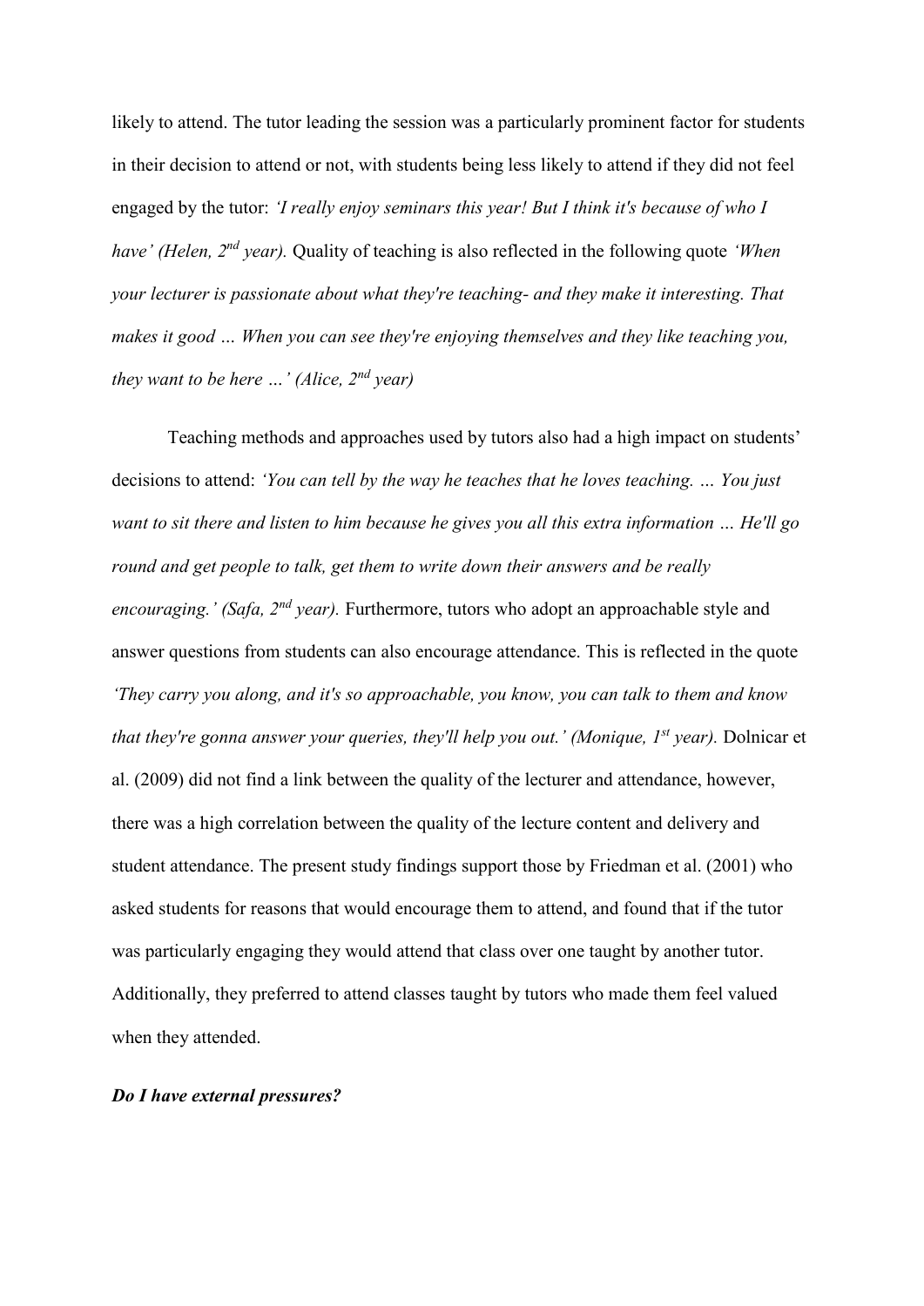likely to attend. The tutor leading the session was a particularly prominent factor for students in their decision to attend or not, with students being less likely to attend if they did not feel engaged by the tutor: *'I really enjoy seminars this year! But I think it's because of who I have' (Helen, 2nd year).* Quality of teaching is also reflected in the following quote *'When your lecturer is passionate about what they're teaching- and they make it interesting. That makes it good … When you can see they're enjoying themselves and they like teaching you, they want to be here …' (Alice, 2nd year)*

Teaching methods and approaches used by tutors also had a high impact on students' decisions to attend: *'You can tell by the way he teaches that he loves teaching. … You just want to sit there and listen to him because he gives you all this extra information … He'll go round and get people to talk, get them to write down their answers and be really encouraging.' (Safa, 2nd year).* Furthermore, tutors who adopt an approachable style and answer questions from students can also encourage attendance. This is reflected in the quote *'They carry you along, and it's so approachable, you know, you can talk to them and know that they're gonna answer your queries, they'll help you out.' (Monique, 1st year).* Dolnicar et al. (2009) did not find a link between the quality of the lecturer and attendance, however, there was a high correlation between the quality of the lecture content and delivery and student attendance. The present study findings support those by Friedman et al. (2001) who asked students for reasons that would encourage them to attend, and found that if the tutor was particularly engaging they would attend that class over one taught by another tutor. Additionally, they preferred to attend classes taught by tutors who made them feel valued when they attended.

***Do I have external pressures?***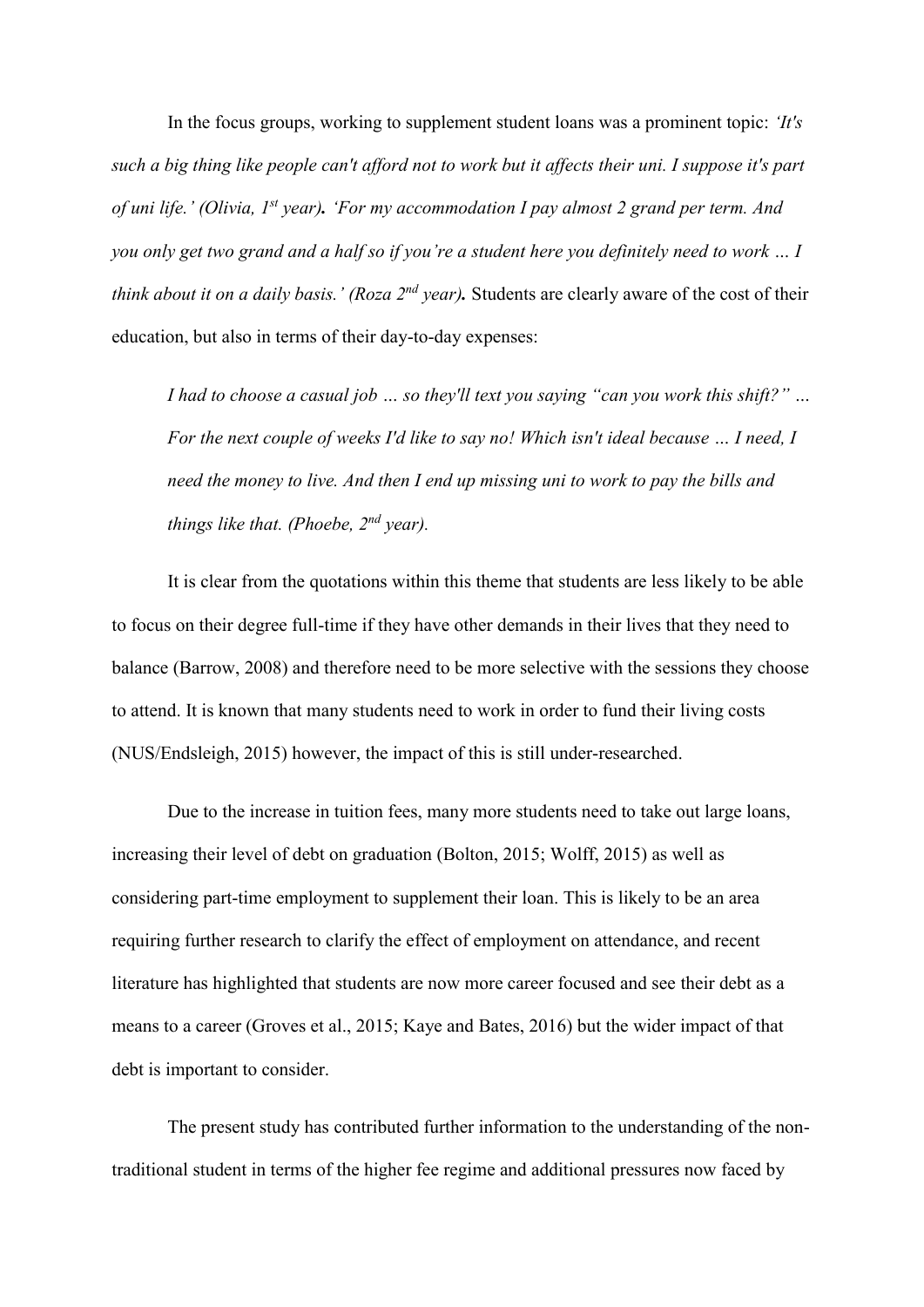In the focus groups, working to supplement student loans was a prominent topic: *'It's such a big thing like people can't afford not to work but it affects their uni. I suppose it's part of uni life.' (Olivia, 1st year)*. *'For my accommodation I pay almost 2 grand per term. And you only get two grand and a half so if you're a student here you definitely need to work … I think about it on a daily basis.' (Roza 2nd year)*. Students are clearly aware of the cost of their education, but also in terms of their day-to-day expenses:

> *I had to choose a casual job … so they'll text you saying "can you work this shift?" … For the next couple of weeks I'd like to say no! Which isn't ideal because … I need, I need the money to live. And then I end up missing uni to work to pay the bills and things like that. (Phoebe, 2nd year).*

It is clear from the quotations within this theme that students are less likely to be able to focus on their degree full-time if they have other demands in their lives that they need to balance (Barrow, 2008) and therefore need to be more selective with the sessions they choose to attend. It is known that many students need to work in order to fund their living costs (NUS/Endsleigh, 2015) however, the impact of this is still under-researched.

Due to the increase in tuition fees, many more students need to take out large loans, increasing their level of debt on graduation (Bolton, 2015; Wolff, 2015) as well as considering part-time employment to supplement their loan. This is likely to be an area requiring further research to clarify the effect of employment on attendance, and recent literature has highlighted that students are now more career focused and see their debt as a means to a career (Groves et al., 2015; Kaye and Bates, 2016) but the wider impact of that debt is important to consider.

The present study has contributed further information to the understanding of the non-traditional student in terms of the higher fee regime and additional pressures now faced by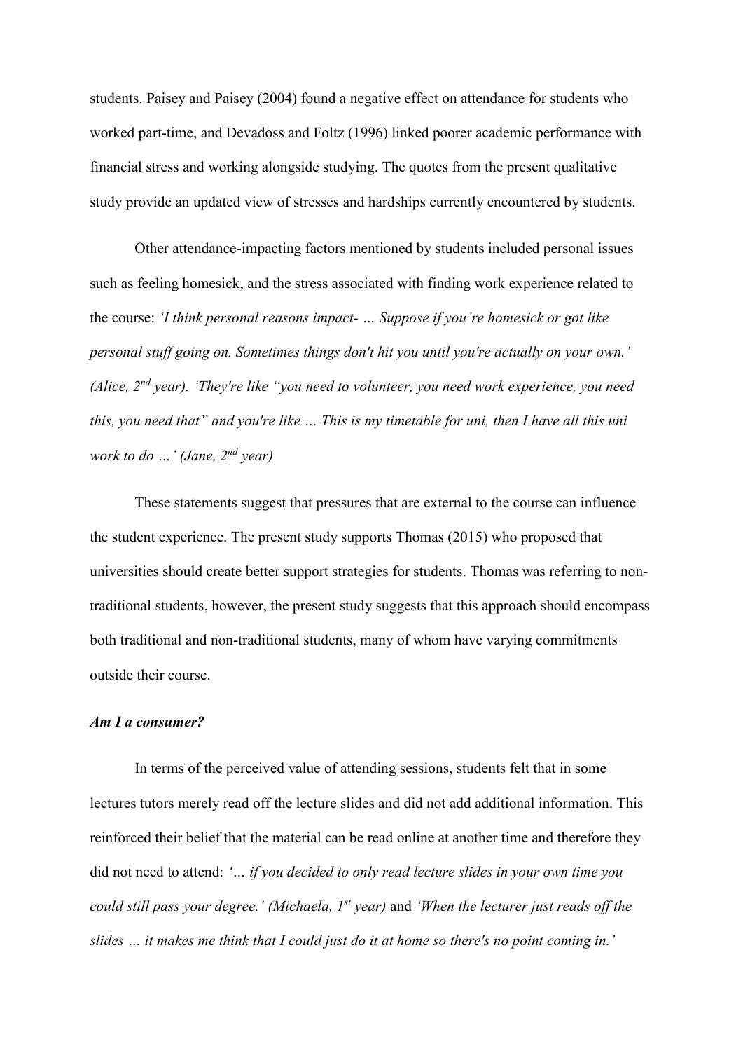students. Paisey and Paisey (2004) found a negative effect on attendance for students who worked part-time, and Devadoss and Foltz (1996) linked poorer academic performance with financial stress and working alongside studying. The quotes from the present qualitative study provide an updated view of stresses and hardships currently encountered by students.

Other attendance-impacting factors mentioned by students included personal issues such as feeling homesick, and the stress associated with finding work experience related to the course: *'I think personal reasons impact- … Suppose if you're homesick or got like personal stuff going on. Sometimes things don't hit you until you're actually on your own.' (Alice, 2nd year). 'They're like "you need to volunteer, you need work experience, you need this, you need that" and you're like … This is my timetable for uni, then I have all this uni work to do …' (Jane, 2nd year)*

These statements suggest that pressures that are external to the course can influence the student experience. The present study supports Thomas (2015) who proposed that universities should create better support strategies for students. Thomas was referring to non-traditional students, however, the present study suggests that this approach should encompass both traditional and non-traditional students, many of whom have varying commitments outside their course.

***Am I a consumer?***

In terms of the perceived value of attending sessions, students felt that in some lectures tutors merely read off the lecture slides and did not add additional information. This reinforced their belief that the material can be read online at another time and therefore they did not need to attend: *'… if you decided to only read lecture slides in your own time you could still pass your degree.' (Michaela, 1st year)* and *'When the lecturer just reads off the slides … it makes me think that I could just do it at home so there's no point coming in.'*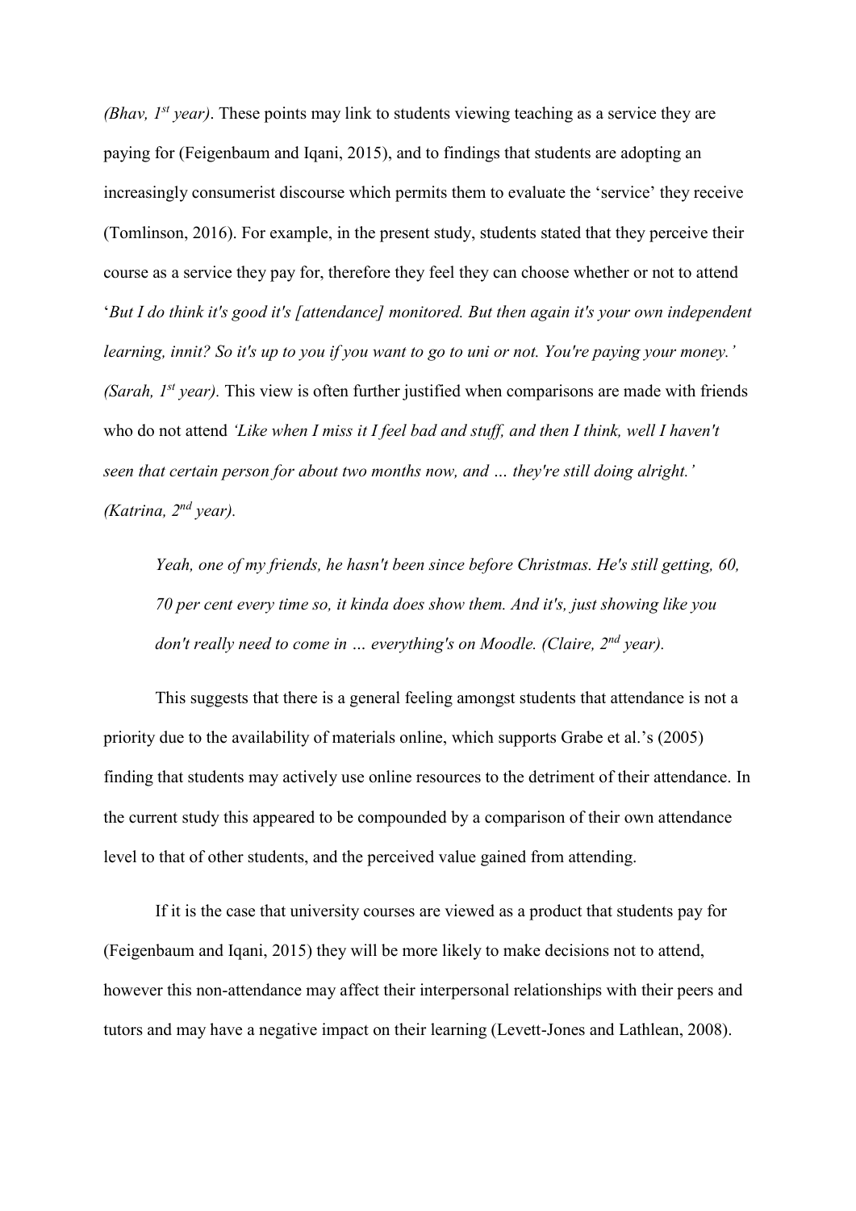*(Bhav, 1st year)*. These points may link to students viewing teaching as a service they are paying for (Feigenbaum and Iqani, 2015), and to findings that students are adopting an increasingly consumerist discourse which permits them to evaluate the 'service' they receive (Tomlinson, 2016). For example, in the present study, students stated that they perceive their course as a service they pay for, therefore they feel they can choose whether or not to attend '*But I do think it's good it's [attendance] monitored. But then again it's your own independent learning, innit? So it's up to you if you want to go to uni or not. You're paying your money.' (Sarah, 1st year)*. This view is often further justified when comparisons are made with friends who do not attend *'Like when I miss it I feel bad and stuff, and then I think, well I haven't seen that certain person for about two months now, and … they're still doing alright.' (Katrina, 2nd year).*

> *Yeah, one of my friends, he hasn't been since before Christmas. He's still getting, 60, 70 per cent every time so, it kinda does show them. And it's, just showing like you don't really need to come in … everything's on Moodle. (Claire, 2nd year).*

This suggests that there is a general feeling amongst students that attendance is not a priority due to the availability of materials online, which supports Grabe et al.'s (2005) finding that students may actively use online resources to the detriment of their attendance. In the current study this appeared to be compounded by a comparison of their own attendance level to that of other students, and the perceived value gained from attending.

If it is the case that university courses are viewed as a product that students pay for (Feigenbaum and Iqani, 2015) they will be more likely to make decisions not to attend, however this non-attendance may affect their interpersonal relationships with their peers and tutors and may have a negative impact on their learning (Levett-Jones and Lathlean, 2008).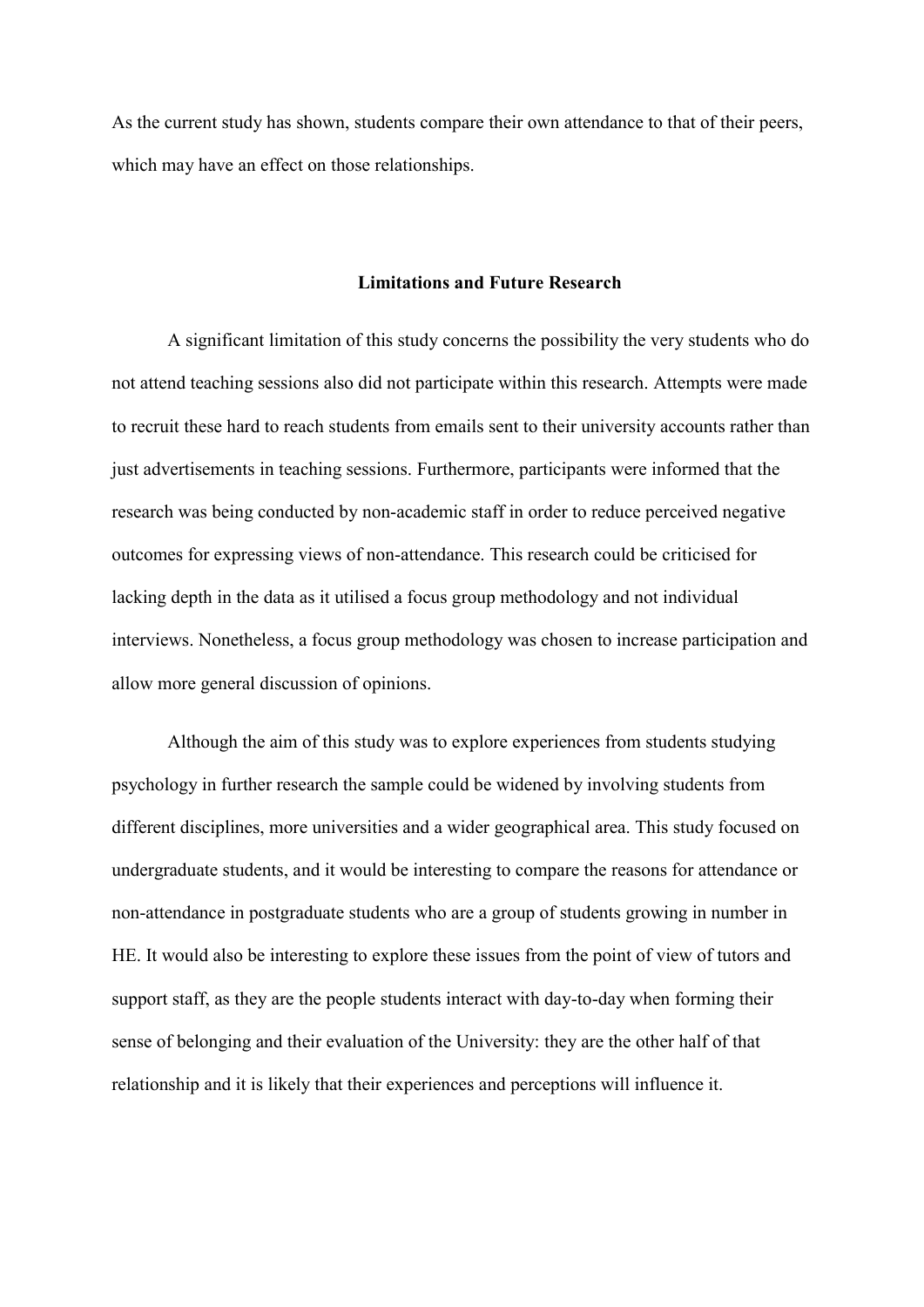As the current study has shown, students compare their own attendance to that of their peers, which may have an effect on those relationships.

## Limitations and Future Research

A significant limitation of this study concerns the possibility the very students who do not attend teaching sessions also did not participate within this research. Attempts were made to recruit these hard to reach students from emails sent to their university accounts rather than just advertisements in teaching sessions. Furthermore, participants were informed that the research was being conducted by non-academic staff in order to reduce perceived negative outcomes for expressing views of non-attendance. This research could be criticised for lacking depth in the data as it utilised a focus group methodology and not individual interviews. Nonetheless, a focus group methodology was chosen to increase participation and allow more general discussion of opinions.

Although the aim of this study was to explore experiences from students studying psychology in further research the sample could be widened by involving students from different disciplines, more universities and a wider geographical area. This study focused on undergraduate students, and it would be interesting to compare the reasons for attendance or non-attendance in postgraduate students who are a group of students growing in number in HE. It would also be interesting to explore these issues from the point of view of tutors and support staff, as they are the people students interact with day-to-day when forming their sense of belonging and their evaluation of the University: they are the other half of that relationship and it is likely that their experiences and perceptions will influence it.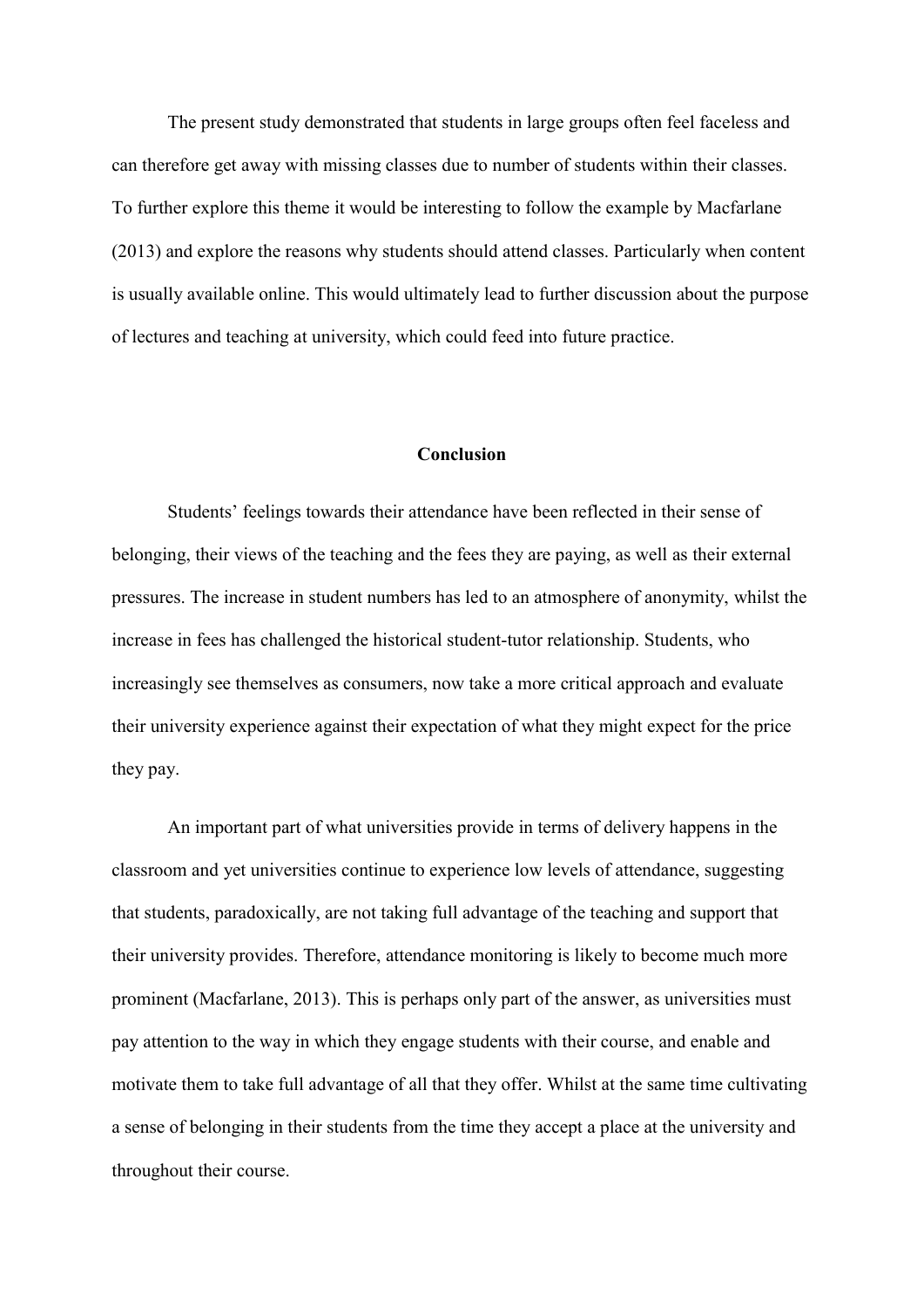The present study demonstrated that students in large groups often feel faceless and can therefore get away with missing classes due to number of students within their classes. To further explore this theme it would be interesting to follow the example by Macfarlane (2013) and explore the reasons why students should attend classes. Particularly when content is usually available online. This would ultimately lead to further discussion about the purpose of lectures and teaching at university, which could feed into future practice.

## Conclusion

Students' feelings towards their attendance have been reflected in their sense of belonging, their views of the teaching and the fees they are paying, as well as their external pressures. The increase in student numbers has led to an atmosphere of anonymity, whilst the increase in fees has challenged the historical student-tutor relationship. Students, who increasingly see themselves as consumers, now take a more critical approach and evaluate their university experience against their expectation of what they might expect for the price they pay.

An important part of what universities provide in terms of delivery happens in the classroom and yet universities continue to experience low levels of attendance, suggesting that students, paradoxically, are not taking full advantage of the teaching and support that their university provides. Therefore, attendance monitoring is likely to become much more prominent (Macfarlane, 2013). This is perhaps only part of the answer, as universities must pay attention to the way in which they engage students with their course, and enable and motivate them to take full advantage of all that they offer. Whilst at the same time cultivating a sense of belonging in their students from the time they accept a place at the university and throughout their course.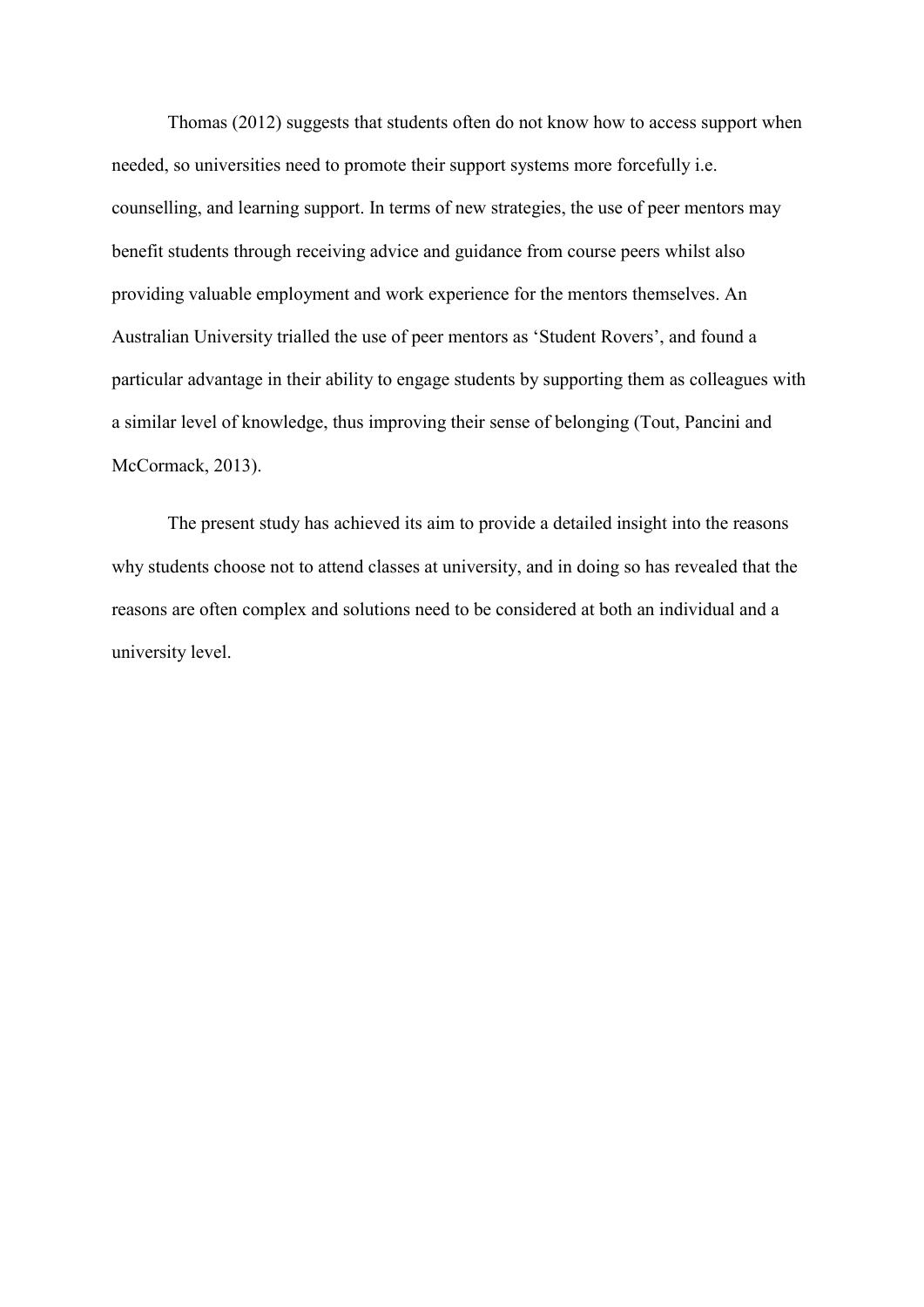Thomas (2012) suggests that students often do not know how to access support when needed, so universities need to promote their support systems more forcefully i.e. counselling, and learning support. In terms of new strategies, the use of peer mentors may benefit students through receiving advice and guidance from course peers whilst also providing valuable employment and work experience for the mentors themselves. An Australian University trialled the use of peer mentors as 'Student Rovers', and found a particular advantage in their ability to engage students by supporting them as colleagues with a similar level of knowledge, thus improving their sense of belonging (Tout, Pancini and McCormack, 2013).

The present study has achieved its aim to provide a detailed insight into the reasons why students choose not to attend classes at university, and in doing so has revealed that the reasons are often complex and solutions need to be considered at both an individual and a university level.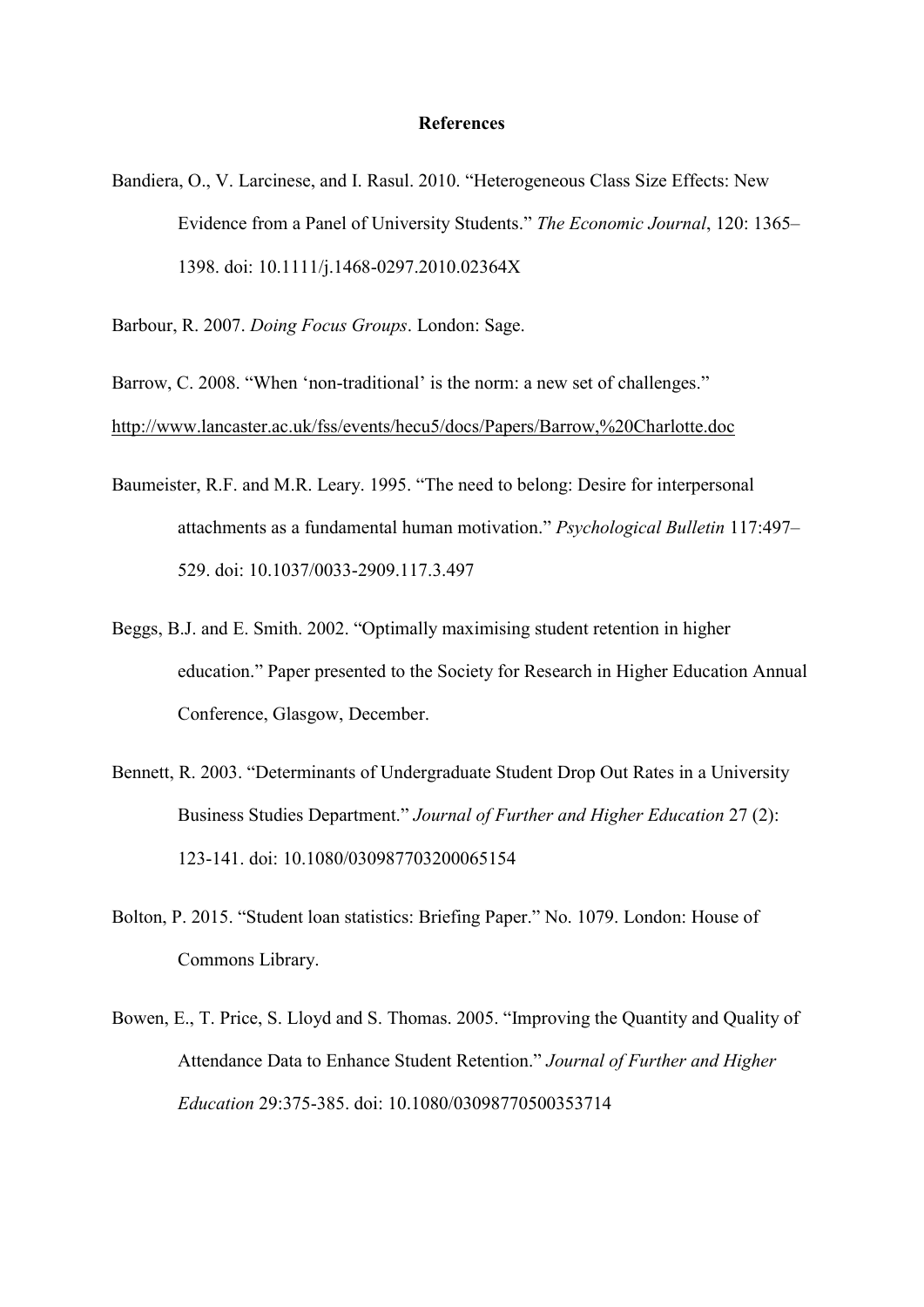## References

Bandiera, O., V. Larcinese, and I. Rasul. 2010. "Heterogeneous Class Size Effects: New Evidence from a Panel of University Students." *The Economic Journal*, 120: 1365–1398. doi: 10.1111/j.1468-0297.2010.02364X

Barbour, R. 2007. *Doing Focus Groups*. London: Sage.

Barrow, C. 2008. "When 'non-traditional' is the norm: a new set of challenges." http://www.lancaster.ac.uk/fss/events/hecu5/docs/Papers/Barrow,%20Charlotte.doc

Baumeister, R.F. and M.R. Leary. 1995. "The need to belong: Desire for interpersonal attachments as a fundamental human motivation." *Psychological Bulletin* 117:497–529. doi: 10.1037/0033-2909.117.3.497

Beggs, B.J. and E. Smith. 2002. "Optimally maximising student retention in higher education." Paper presented to the Society for Research in Higher Education Annual Conference, Glasgow, December.

Bennett, R. 2003. "Determinants of Undergraduate Student Drop Out Rates in a University Business Studies Department." *Journal of Further and Higher Education* 27 (2): 123-141. doi: 10.1080/030987703200065154

Bolton, P. 2015. "Student loan statistics: Briefing Paper." No. 1079. London: House of Commons Library.

Bowen, E., T. Price, S. Lloyd and S. Thomas. 2005. "Improving the Quantity and Quality of Attendance Data to Enhance Student Retention." *Journal of Further and Higher Education* 29:375-385. doi: 10.1080/03098770500353714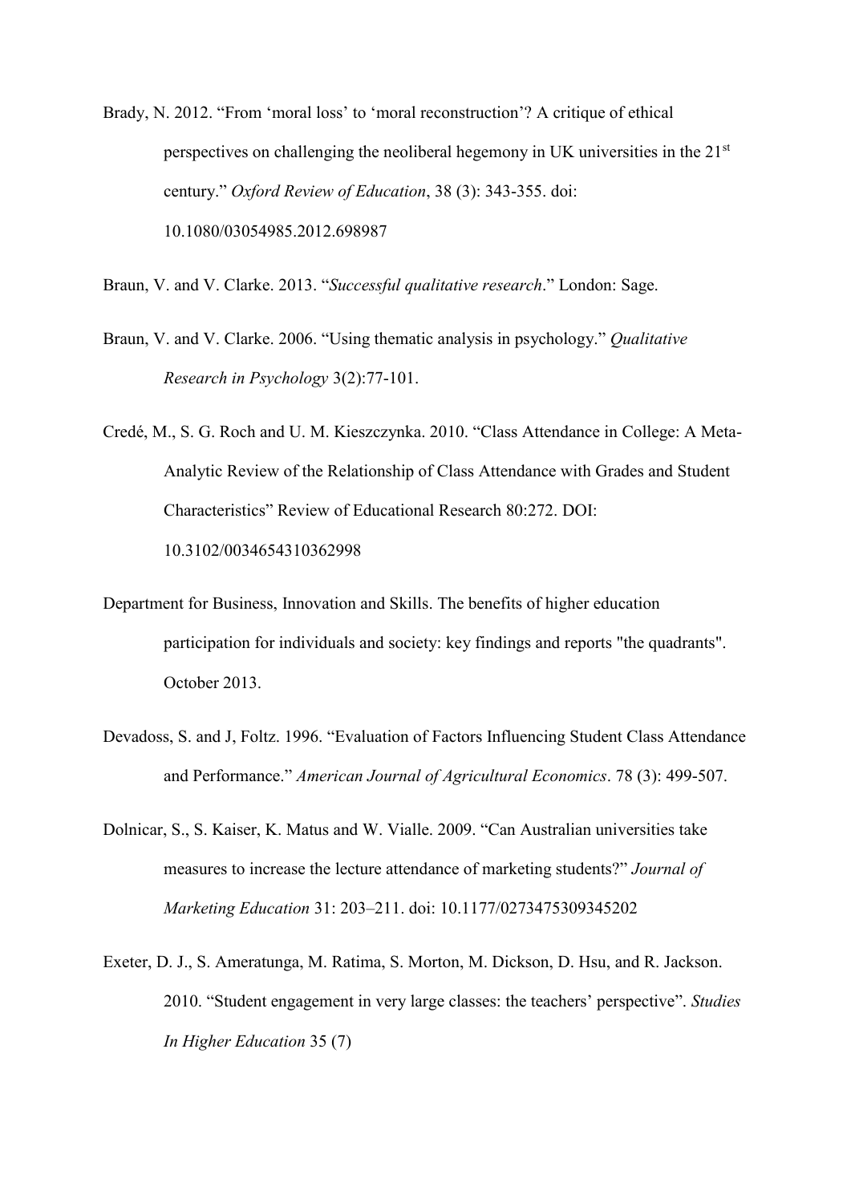Brady, N. 2012. “From ‘moral loss’ to ‘moral reconstruction’? A critique of ethical perspectives on challenging the neoliberal hegemony in UK universities in the 21st century.” *Oxford Review of Education*, 38 (3): 343-355. doi: 10.1080/03054985.2012.698987

Braun, V. and V. Clarke. 2013. “*Successful qualitative research*.” London: Sage.

Braun, V. and V. Clarke. 2006. “Using thematic analysis in psychology.” *Qualitative Research in Psychology* 3(2):77-101.

Credé, M., S. G. Roch and U. M. Kieszczynka. 2010. “Class Attendance in College: A Meta-Analytic Review of the Relationship of Class Attendance with Grades and Student Characteristics” Review of Educational Research 80:272. DOI: 10.3102/0034654310362998

Department for Business, Innovation and Skills. The benefits of higher education participation for individuals and society: key findings and reports "the quadrants". October 2013.

Devadoss, S. and J, Foltz. 1996. “Evaluation of Factors Influencing Student Class Attendance and Performance.” *American Journal of Agricultural Economics*. 78 (3): 499-507.

Dolnicar, S., S. Kaiser, K. Matus and W. Vialle. 2009. “Can Australian universities take measures to increase the lecture attendance of marketing students?” *Journal of Marketing Education* 31: 203–211. doi: 10.1177/0273475309345202

Exeter, D. J., S. Ameratunga, M. Ratima, S. Morton, M. Dickson, D. Hsu, and R. Jackson. 2010. “Student engagement in very large classes: the teachers’ perspective”. *Studies In Higher Education* 35 (7)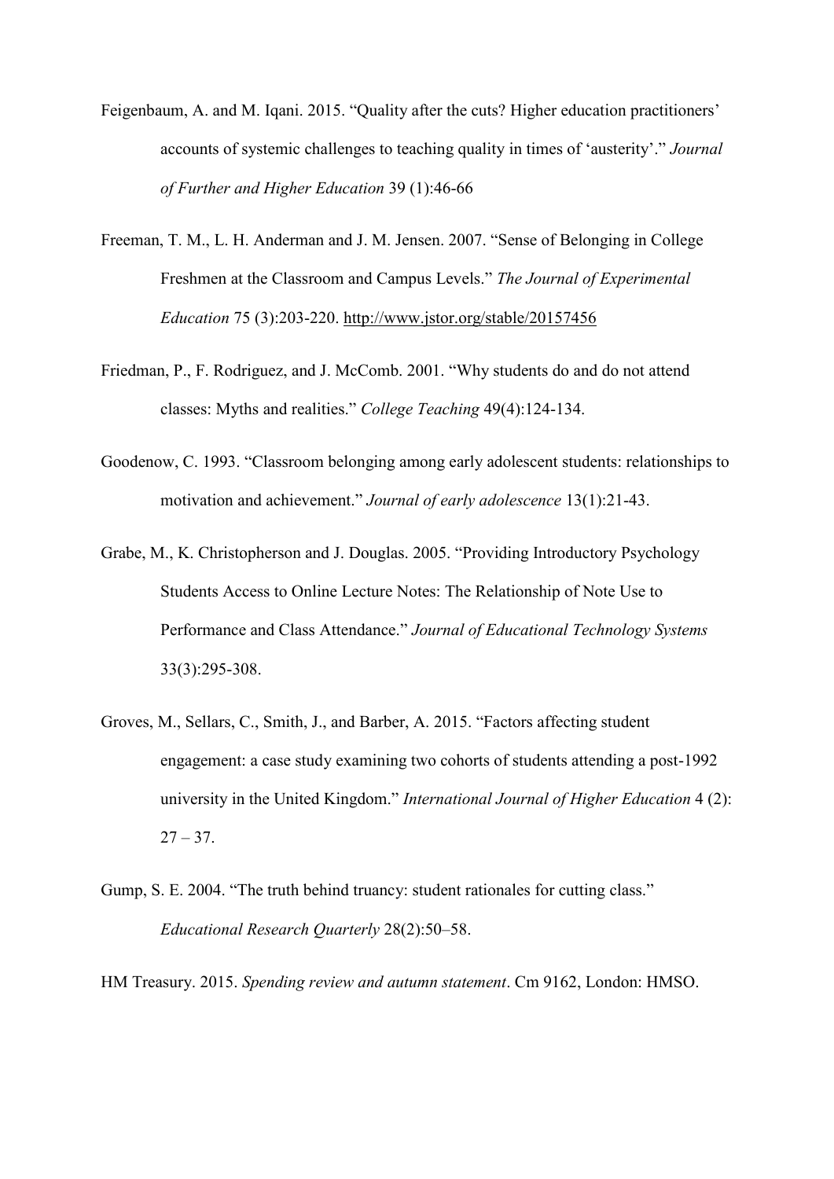Feigenbaum, A. and M. Iqani. 2015. "Quality after the cuts? Higher education practitioners' accounts of systemic challenges to teaching quality in times of 'austerity'." *Journal of Further and Higher Education* 39 (1):46-66

Freeman, T. M., L. H. Anderman and J. M. Jensen. 2007. "Sense of Belonging in College Freshmen at the Classroom and Campus Levels." *The Journal of Experimental Education* 75 (3):203-220. http://www.jstor.org/stable/20157456

Friedman, P., F. Rodriguez, and J. McComb. 2001. "Why students do and do not attend classes: Myths and realities." *College Teaching* 49(4):124-134.

Goodenow, C. 1993. "Classroom belonging among early adolescent students: relationships to motivation and achievement." *Journal of early adolescence* 13(1):21-43.

Grabe, M., K. Christopherson and J. Douglas. 2005. "Providing Introductory Psychology Students Access to Online Lecture Notes: The Relationship of Note Use to Performance and Class Attendance." *Journal of Educational Technology Systems* 33(3):295-308.

Groves, M., Sellars, C., Smith, J., and Barber, A. 2015. "Factors affecting student engagement: a case study examining two cohorts of students attending a post-1992 university in the United Kingdom." *International Journal of Higher Education* 4 (2): 27 – 37.

Gump, S. E. 2004. "The truth behind truancy: student rationales for cutting class." *Educational Research Quarterly* 28(2):50–58.

HM Treasury. 2015. *Spending review and autumn statement*. Cm 9162, London: HMSO.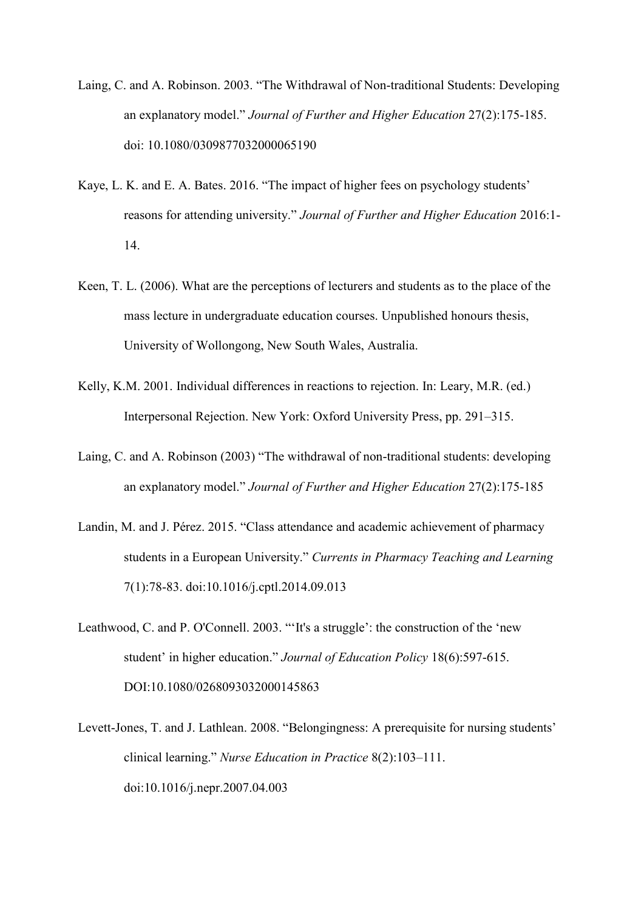Laing, C. and A. Robinson. 2003. “The Withdrawal of Non-traditional Students: Developing an explanatory model.” *Journal of Further and Higher Education* 27(2):175-185. doi: 10.1080/0309877032000065190

Kaye, L. K. and E. A. Bates. 2016. “The impact of higher fees on psychology students’ reasons for attending university.” *Journal of Further and Higher Education* 2016:1-14.

Keen, T. L. (2006). What are the perceptions of lecturers and students as to the place of the mass lecture in undergraduate education courses. Unpublished honours thesis, University of Wollongong, New South Wales, Australia.

Kelly, K.M. 2001. Individual differences in reactions to rejection. In: Leary, M.R. (ed.) Interpersonal Rejection. New York: Oxford University Press, pp. 291–315.

Laing, C. and A. Robinson (2003) “The withdrawal of non-traditional students: developing an explanatory model.” *Journal of Further and Higher Education* 27(2):175-185

Landin, M. and J. Pérez. 2015. “Class attendance and academic achievement of pharmacy students in a European University.” *Currents in Pharmacy Teaching and Learning* 7(1):78-83. doi:10.1016/j.cptl.2014.09.013

Leathwood, C. and P. O'Connell. 2003. “‘It's a struggle’: the construction of the ‘new student’ in higher education.” *Journal of Education Policy* 18(6):597-615. DOI:10.1080/0268093032000145863

Levett-Jones, T. and J. Lathlean. 2008. “Belongingness: A prerequisite for nursing students’ clinical learning.” *Nurse Education in Practice* 8(2):103–111. doi:10.1016/j.nepr.2007.04.003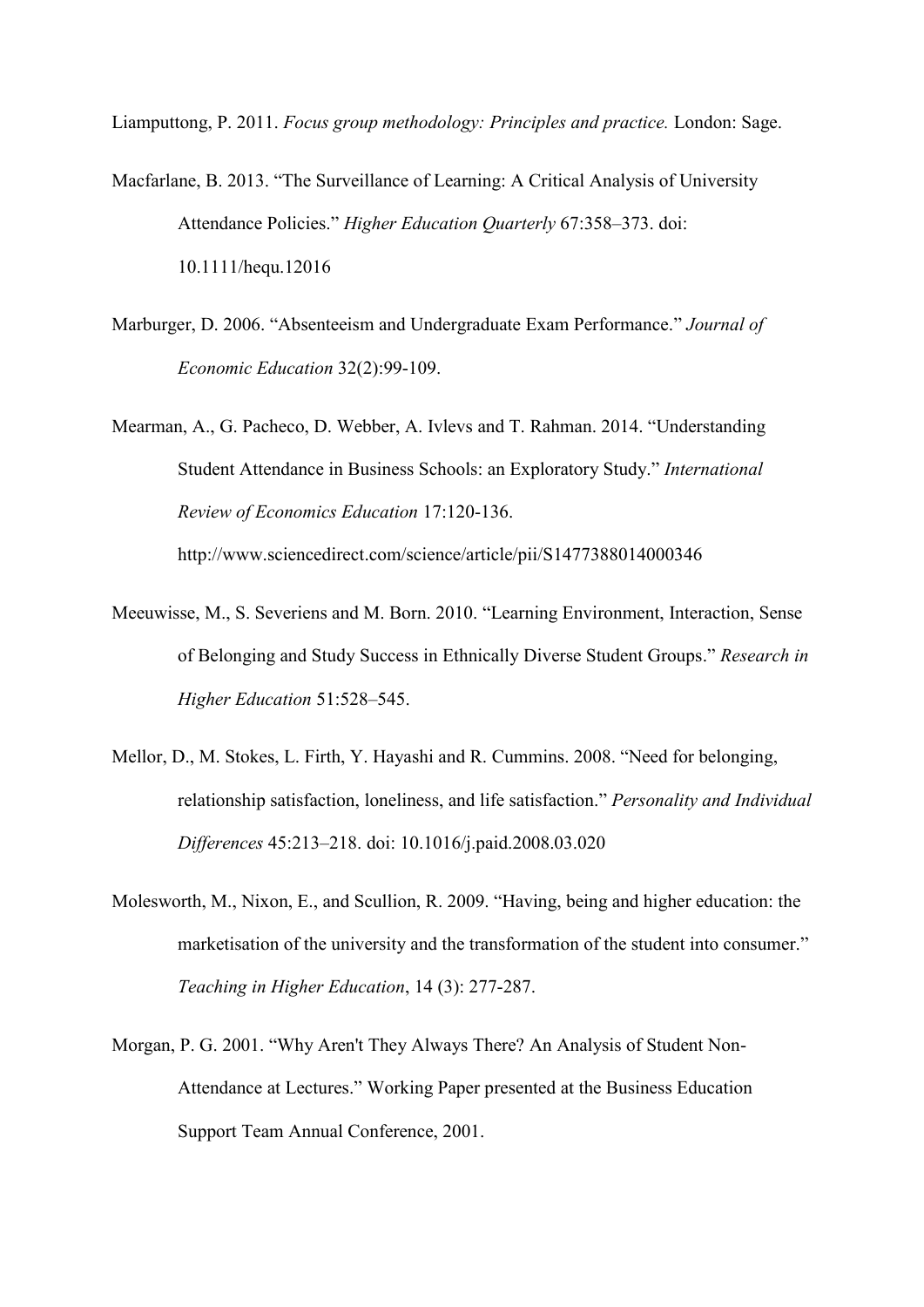Liamputtong, P. 2011. *Focus group methodology: Principles and practice.* London: Sage.

Macfarlane, B. 2013. "The Surveillance of Learning: A Critical Analysis of University Attendance Policies." *Higher Education Quarterly* 67:358–373. doi: 10.1111/hequ.12016

Marburger, D. 2006. "Absenteeism and Undergraduate Exam Performance." *Journal of Economic Education* 32(2):99-109.

Mearman, A., G. Pacheco, D. Webber, A. Ivlevs and T. Rahman. 2014. "Understanding Student Attendance in Business Schools: an Exploratory Study." *International Review of Economics Education* 17:120-136. http://www.sciencedirect.com/science/article/pii/S1477388014000346

Meeuwisse, M., S. Severiens and M. Born. 2010. "Learning Environment, Interaction, Sense of Belonging and Study Success in Ethnically Diverse Student Groups." *Research in Higher Education* 51:528–545.

Mellor, D., M. Stokes, L. Firth, Y. Hayashi and R. Cummins. 2008. "Need for belonging, relationship satisfaction, loneliness, and life satisfaction." *Personality and Individual Differences* 45:213–218. doi: 10.1016/j.paid.2008.03.020

Molesworth, M., Nixon, E., and Scullion, R. 2009. "Having, being and higher education: the marketisation of the university and the transformation of the student into consumer." *Teaching in Higher Education*, 14 (3): 277-287.

Morgan, P. G. 2001. "Why Aren't They Always There? An Analysis of Student Non-Attendance at Lectures." Working Paper presented at the Business Education Support Team Annual Conference, 2001.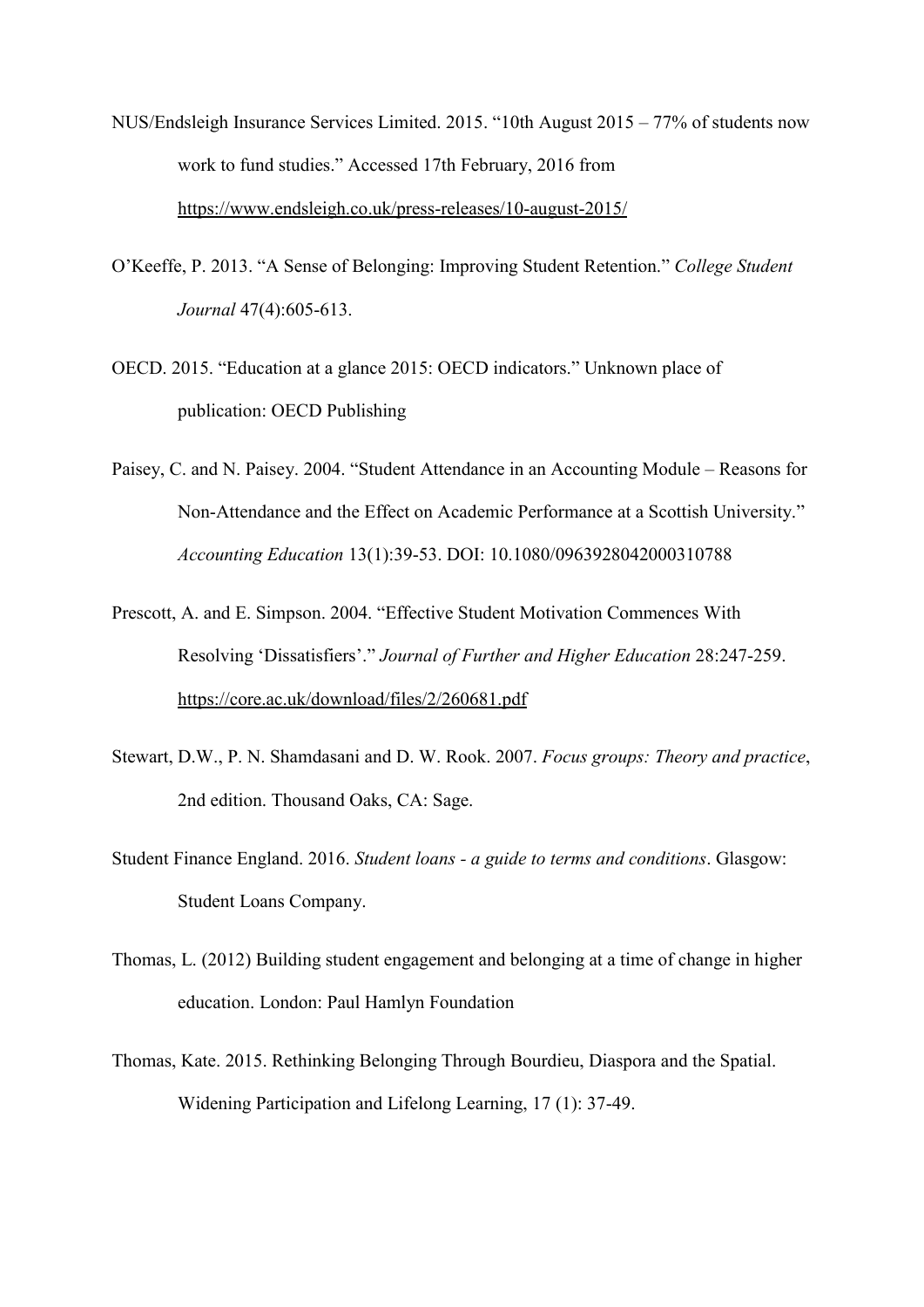NUS/Endsleigh Insurance Services Limited. 2015. “10th August 2015 – 77% of students now work to fund studies.” Accessed 17th February, 2016 from https://www.endsleigh.co.uk/press-releases/10-august-2015/

O’Keeffe, P. 2013. “A Sense of Belonging: Improving Student Retention.” *College Student Journal* 47(4):605-613.

OECD. 2015. “Education at a glance 2015: OECD indicators.” Unknown place of publication: OECD Publishing

Paisey, C. and N. Paisey. 2004. “Student Attendance in an Accounting Module – Reasons for Non-Attendance and the Effect on Academic Performance at a Scottish University.” *Accounting Education* 13(1):39-53. DOI: 10.1080/0963928042000310788

Prescott, A. and E. Simpson. 2004. “Effective Student Motivation Commences With Resolving ‘Dissatisfiers’.” *Journal of Further and Higher Education* 28:247-259. https://core.ac.uk/download/files/2/260681.pdf

Stewart, D.W., P. N. Shamdasani and D. W. Rook. 2007. *Focus groups: Theory and practice*, 2nd edition. Thousand Oaks, CA: Sage.

Student Finance England. 2016. *Student loans - a guide to terms and conditions*. Glasgow: Student Loans Company.

Thomas, L. (2012) Building student engagement and belonging at a time of change in higher education. London: Paul Hamlyn Foundation

Thomas, Kate. 2015. Rethinking Belonging Through Bourdieu, Diaspora and the Spatial. Widening Participation and Lifelong Learning, 17 (1): 37-49.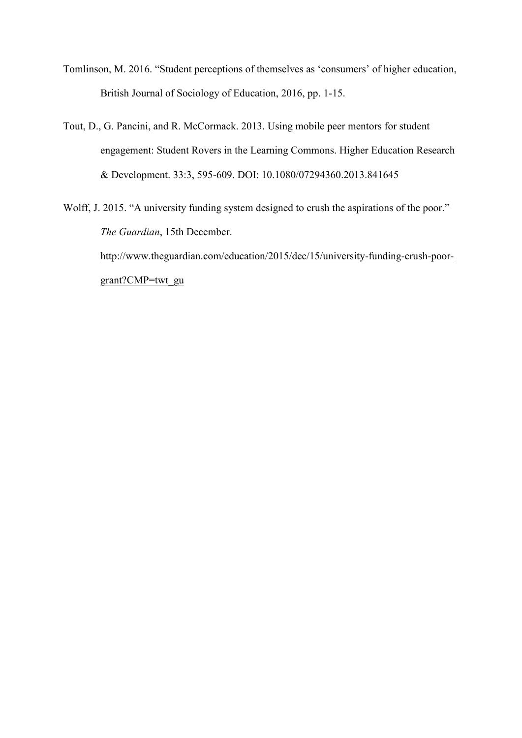Tomlinson, M. 2016. "Student perceptions of themselves as 'consumers' of higher education, British Journal of Sociology of Education, 2016, pp. 1-15.

Tout, D., G. Pancini, and R. McCormack. 2013. Using mobile peer mentors for student engagement: Student Rovers in the Learning Commons. Higher Education Research & Development. 33:3, 595-609. DOI: 10.1080/07294360.2013.841645

Wolff, J. 2015. "A university funding system designed to crush the aspirations of the poor." *The Guardian*, 15th December. http://www.theguardian.com/education/2015/dec/15/university-funding-crush-poor-grant?CMP=twt_gu